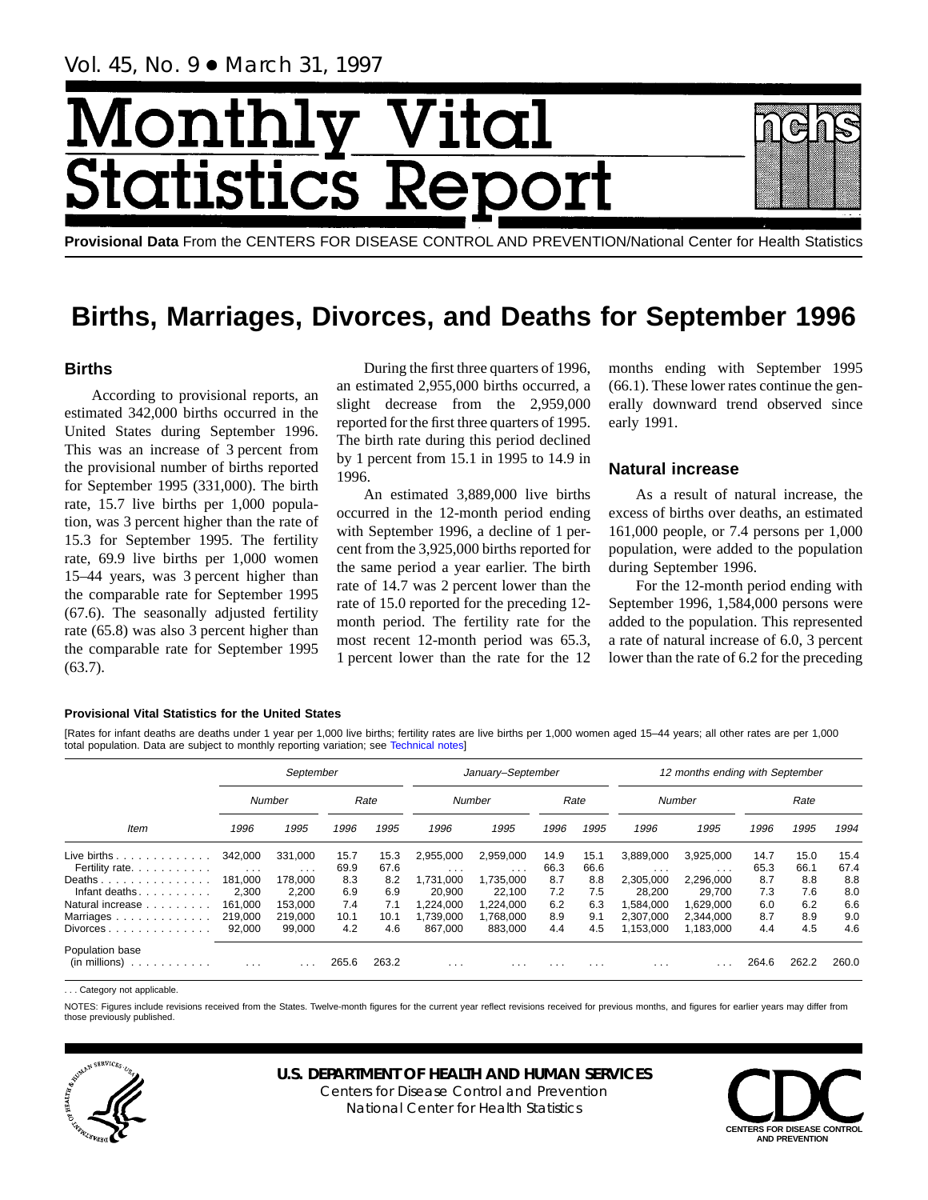Vol. 45, No. 9 • March 31, 1997

# Monthly Vital Statistics Report

**Provisional Data** From the CENTERS FOR DISEASE CONTROL AND PREVENTION/National Center for Health Statistics

# Births, Marriages, Divorces, and Deaths for September 1996

## Births

According to provisional reports, an estimated 342,000 births occurred in the United States during September 1996. This was an increase of 3 percent from the provisional number of births reported for September 1995 (331,000). The birth rate, 15.7 live births per 1,000 population, was 3 percent higher than the rate of 15.3 for September 1995. The fertility rate, 69.9 live births per 1,000 women 15–44 years, was 3 percent higher than the comparable rate for September 1995 (67.6). The seasonally adjusted fertility rate (65.8) was also 3 percent higher than the comparable rate for September 1995 (63.7).

During the first three quarters of 1996, an estimated 2,955,000 births occurred, a slight decrease from the 2,959,000 reported for the first three quarters of 1995. The birth rate during this period declined by 1 percent from 15.1 in 1995 to 14.9 in 1996.

An estimated 3,889,000 live births occurred in the 12-month period ending with September 1996, a decline of 1 percent from the 3,925,000 births reported for the same period a year earlier. The birth rate of 14.7 was 2 percent lower than the rate of 15.0 reported for the preceding 12-month period. The fertility rate for the most recent 12-month period was 65.3, 1 percent lower than the rate for the 12 months ending with September 1995 (66.1). These lower rates continue the generally downward trend observed since early 1991.

## Natural increase

As a result of natural increase, the excess of births over deaths, an estimated 161,000 people, or 7.4 persons per 1,000 population, were added to the population during September 1996.

For the 12-month period ending with September 1996, 1,584,000 persons were added to the population. This represented a rate of natural increase of 6.0, 3 percent lower than the rate of 6.2 for the preceding

**Provisional Vital Statistics for the United States**

[Rates for infant deaths are deaths under 1 year per 1,000 live births; fertility rates are live births per 1,000 women aged 15–44 years; all other rates are per 1,000 total population. Data are subject to monthly reporting variation; see Technical notes]

| Item | September | | | | January–September | | | | 12 months ending with September | | | | |
|---|---|---|---|---|---|---|---|---|---|---|---|---|---|
| | Number | | Rate | | Number | | Rate | | Number | | Rate | | |
| | 1996 | 1995 | 1996 | 1995 | 1996 | 1995 | 1996 | 1995 | 1996 | 1995 | 1996 | 1995 | 1994 |
| Live births | 342,000 | 331,000 | 15.7 | 15.3 | 2,955,000 | 2,959,000 | 14.9 | 15.1 | 3,889,000 | 3,925,000 | 14.7 | 15.0 | 15.4 |
| Fertility rate | . . . | . . . | 69.9 | 67.6 | . . . | . . . | 66.3 | 66.6 | . . . | . . . | 65.3 | 66.1 | 67.4 |
| Deaths | 181,000 | 178,000 | 8.3 | 8.2 | 1,731,000 | 1,735,000 | 8.7 | 8.8 | 2,305,000 | 2,296,000 | 8.7 | 8.8 | 8.8 |
| Infant deaths | 2,300 | 2,200 | 6.9 | 6.9 | 20,900 | 22,100 | 7.2 | 7.5 | 28,200 | 29,700 | 7.3 | 7.6 | 8.0 |
| Natural increase | 161,000 | 153,000 | 7.4 | 7.1 | 1,224,000 | 1,224,000 | 6.2 | 6.3 | 1,584,000 | 1,629,000 | 6.0 | 6.2 | 6.6 |
| Marriages | 219,000 | 219,000 | 10.1 | 10.1 | 1,739,000 | 1,768,000 | 8.9 | 9.1 | 2,307,000 | 2,344,000 | 8.7 | 8.9 | 9.0 |
| Divorces | 92,000 | 99,000 | 4.2 | 4.6 | 867,000 | 883,000 | 4.4 | 4.5 | 1,153,000 | 1,183,000 | 4.4 | 4.5 | 4.6 |
| Population base (in millions) | . . . | . . . | 265.6 | 263.2 | . . . | . . . | . . . | . . . | . . . | . . . | 264.6 | 262.2 | 260.0 |

. . . Category not applicable.

NOTES: Figures include revisions received from the States. Twelve-month figures for the current year reflect revisions received for previous months, and figures for earlier years may differ from those previously published.

**U.S. DEPARTMENT OF HEALTH AND HUMAN SERVICES**
Centers for Disease Control and Prevention
National Center for Health Statistics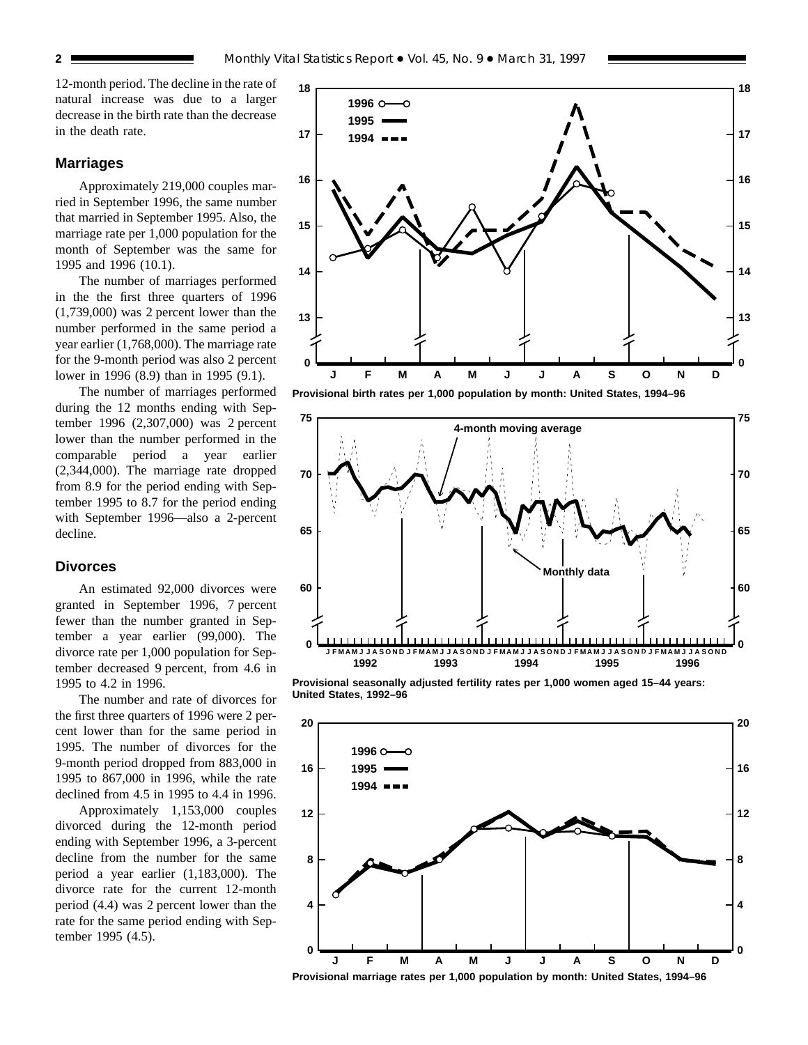12-month period. The decline in the rate of natural increase was due to a larger decrease in the birth rate than the decrease in the death rate.

## Marriages

Approximately 219,000 couples married in September 1996, the same number that married in September 1995. Also, the marriage rate per 1,000 population for the month of September was the same for 1995 and 1996 (10.1).

The number of marriages performed in the the first three quarters of 1996 (1,739,000) was 2 percent lower than the number performed in the same period a year earlier (1,768,000). The marriage rate for the 9-month period was also 2 percent lower in 1996 (8.9) than in 1995 (9.1).

The number of marriages performed during the 12 months ending with September 1996 (2,307,000) was 2 percent lower than the number performed in the comparable period a year earlier (2,344,000). The marriage rate dropped from 8.9 for the period ending with September 1995 to 8.7 for the period ending with September 1996—also a 2-percent decline.

## Divorces

An estimated 92,000 divorces were granted in September 1996, 7 percent fewer than the number granted in September a year earlier (99,000). The divorce rate per 1,000 population for September decreased 9 percent, from 4.6 in 1995 to 4.2 in 1996.

The number and rate of divorces for the first three quarters of 1996 were 2 percent lower than for the same period in 1995. The number of divorces for the 9-month period dropped from 883,000 in 1995 to 867,000 in 1996, while the rate declined from 4.5 in 1995 to 4.4 in 1996.

Approximately 1,153,000 couples divorced during the 12-month period ending with September 1996, a 3-percent decline from the number for the same period a year earlier (1,183,000). The divorce rate for the current 12-month period (4.4) was 2 percent lower than the rate for the same period ending with September 1995 (4.5).

Provisional birth rates per 1,000 population by month: United States, 1994–96

Provisional seasonally adjusted fertility rates per 1,000 women aged 15–44 years: United States, 1992–96

Provisional marriage rates per 1,000 population by month: United States, 1994–96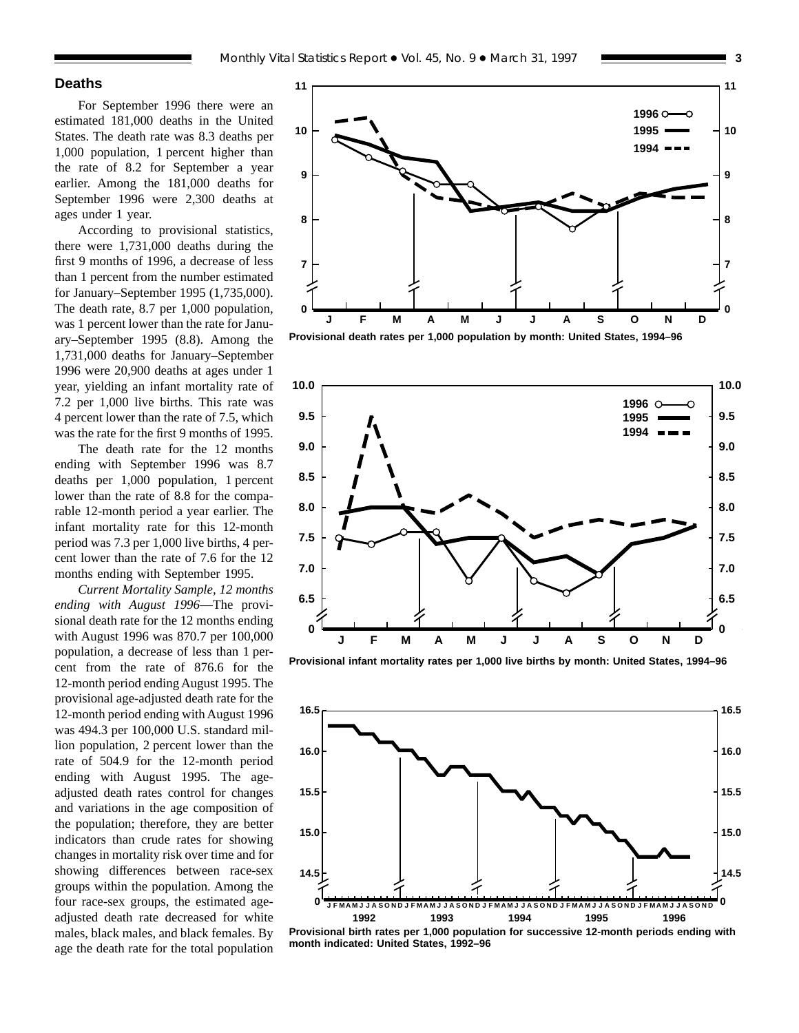## Deaths

For September 1996 there were an estimated 181,000 deaths in the United States. The death rate was 8.3 deaths per 1,000 population, 1 percent higher than the rate of 8.2 for September a year earlier. Among the 181,000 deaths for September 1996 were 2,300 deaths at ages under 1 year.

According to provisional statistics, there were 1,731,000 deaths during the first 9 months of 1996, a decrease of less than 1 percent from the number estimated for January–September 1995 (1,735,000). The death rate, 8.7 per 1,000 population, was 1 percent lower than the rate for January–September 1995 (8.8). Among the 1,731,000 deaths for January–September 1996 were 20,900 deaths at ages under 1 year, yielding an infant mortality rate of 7.2 per 1,000 live births. This rate was 4 percent lower than the rate of 7.5, which was the rate for the first 9 months of 1995.

The death rate for the 12 months ending with September 1996 was 8.7 deaths per 1,000 population, 1 percent lower than the rate of 8.8 for the comparable 12-month period a year earlier. The infant mortality rate for this 12-month period was 7.3 per 1,000 live births, 4 percent lower than the rate of 7.6 for the 12 months ending with September 1995.

*Current Mortality Sample, 12 months ending with August 1996*—The provisional death rate for the 12 months ending with August 1996 was 870.7 per 100,000 population, a decrease of less than 1 percent from the rate of 876.6 for the 12-month period ending August 1995. The provisional age-adjusted death rate for the 12-month period ending with August 1996 was 494.3 per 100,000 U.S. standard million population, 2 percent lower than the rate of 504.9 for the 12-month period ending with August 1995. The age-adjusted death rates control for changes and variations in the age composition of the population; therefore, they are better indicators than crude rates for showing changes in mortality risk over time and for showing differences between race-sex groups within the population. Among the four race-sex groups, the estimated age-adjusted death rate decreased for white males, black males, and black females. By age the death rate for the total population

Provisional death rates per 1,000 population by month: United States, 1994–96

Provisional infant mortality rates per 1,000 live births by month: United States, 1994–96

Provisional birth rates per 1,000 population for successive 12-month periods ending with month indicated: United States, 1992–96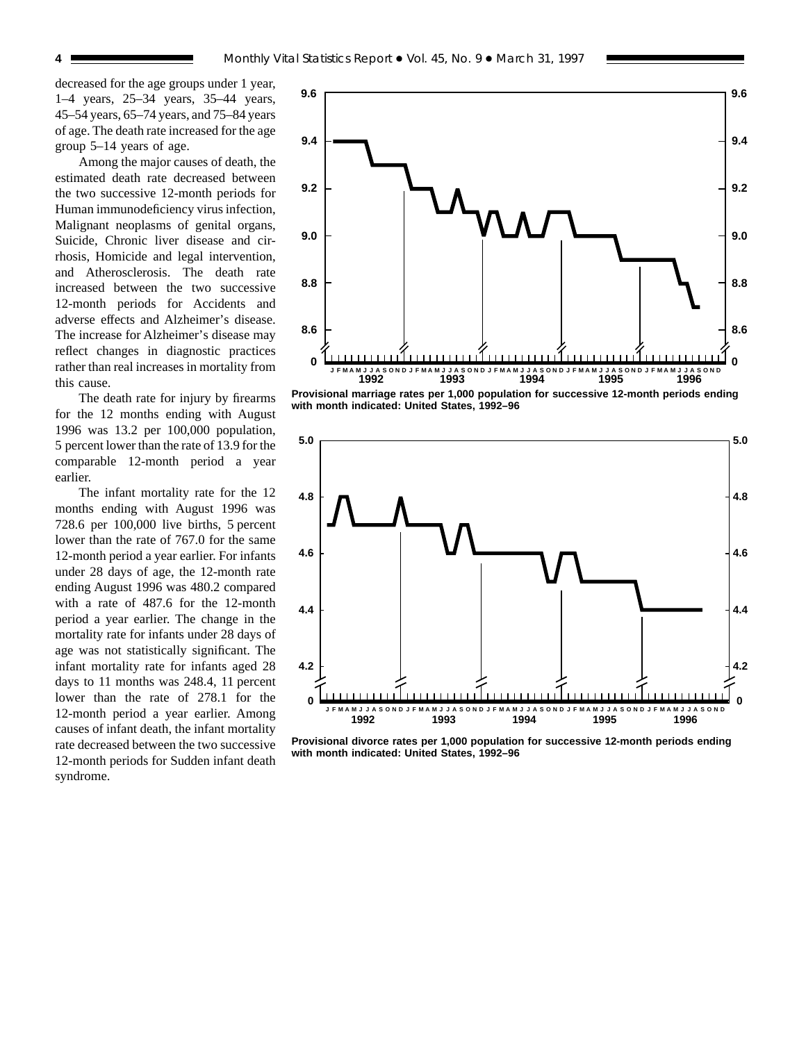decreased for the age groups under 1 year, 1–4 years, 25–34 years, 35–44 years, 45–54 years, 65–74 years, and 75–84 years of age. The death rate increased for the age group 5–14 years of age.

Among the major causes of death, the estimated death rate decreased between the two successive 12-month periods for Human immunodeficiency virus infection, Malignant neoplasms of genital organs, Suicide, Chronic liver disease and cirrhosis, Homicide and legal intervention, and Atherosclerosis. The death rate increased between the two successive 12-month periods for Accidents and adverse effects and Alzheimer's disease. The increase for Alzheimer's disease may reflect changes in diagnostic practices rather than real increases in mortality from this cause.

The death rate for injury by firearms for the 12 months ending with August 1996 was 13.2 per 100,000 population, 5 percent lower than the rate of 13.9 for the comparable 12-month period a year earlier.

The infant mortality rate for the 12 months ending with August 1996 was 728.6 per 100,000 live births, 5 percent lower than the rate of 767.0 for the same 12-month period a year earlier. For infants under 28 days of age, the 12-month rate ending August 1996 was 480.2 compared with a rate of 487.6 for the 12-month period a year earlier. The change in the mortality rate for infants under 28 days of age was not statistically significant. The infant mortality rate for infants aged 28 days to 11 months was 248.4, 11 percent lower than the rate of 278.1 for the 12-month period a year earlier. Among causes of infant death, the infant mortality rate decreased between the two successive 12-month periods for Sudden infant death syndrome.

**Provisional marriage rates per 1,000 population for successive 12-month periods ending with month indicated: United States, 1992–96**

**Provisional divorce rates per 1,000 population for successive 12-month periods ending with month indicated: United States, 1992–96**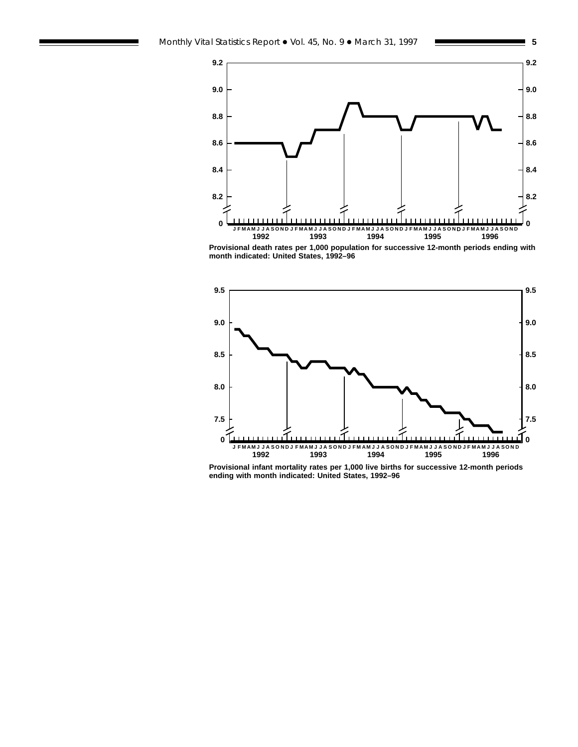Provisional death rates per 1,000 population for successive 12-month periods ending with month indicated: United States, 1992–96

Provisional infant mortality rates per 1,000 live births for successive 12-month periods ending with month indicated: United States, 1992–96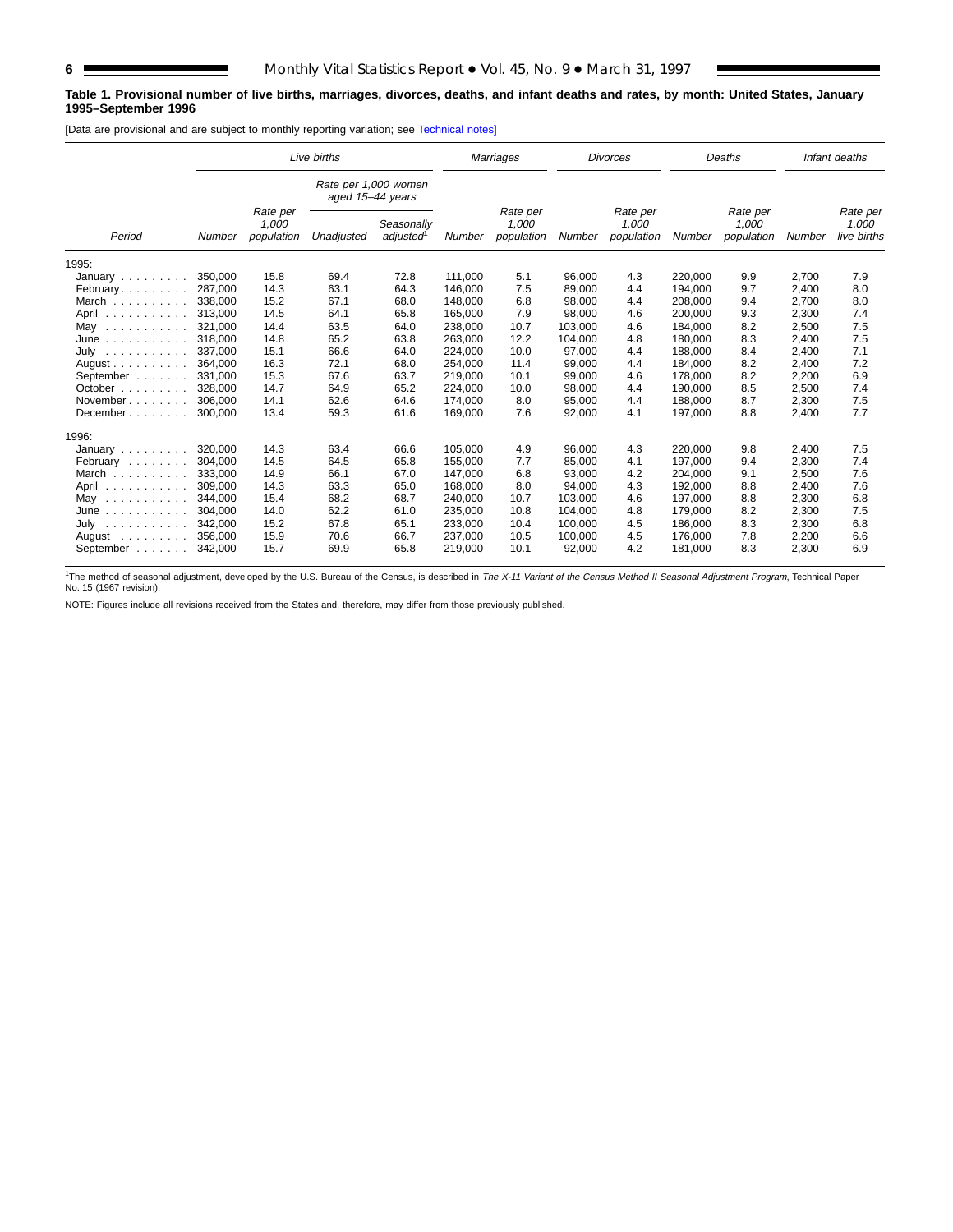**Table 1. Provisional number of live births, marriages, divorces, deaths, and infant deaths and rates, by month: United States, January 1995–September 1996**

[Data are provisional and are subject to monthly reporting variation; see Technical notes]

| Period | Live births | | | | Marriages | | Divorces | | Deaths | | Infant deaths | |
|---|---|---|---|---|---|---|---|---|---|---|---|---|
| | | | Rate per 1,000 women aged 15–44 years | | | | | | | | | |
| | Number | Rate per 1,000 population | Unadjusted | Seasonally adjusted[1] | Number | Rate per 1,000 population | Number | Rate per 1,000 population | Number | Rate per 1,000 population | Number | Rate per 1,000 live births |
| 1995: | | | | | | | | | | | | |
| January | 350,000 | 15.8 | 69.4 | 72.8 | 111,000 | 5.1 | 96,000 | 4.3 | 220,000 | 9.9 | 2,700 | 7.9 |
| February | 287,000 | 14.3 | 63.1 | 64.3 | 146,000 | 7.5 | 89,000 | 4.4 | 194,000 | 9.7 | 2,400 | 8.0 |
| March | 338,000 | 15.2 | 67.1 | 68.0 | 148,000 | 6.8 | 98,000 | 4.4 | 208,000 | 9.4 | 2,700 | 8.0 |
| April | 313,000 | 14.5 | 64.1 | 65.8 | 165,000 | 7.9 | 98,000 | 4.6 | 200,000 | 9.3 | 2,300 | 7.4 |
| May | 321,000 | 14.4 | 63.5 | 64.0 | 238,000 | 10.7 | 103,000 | 4.6 | 184,000 | 8.2 | 2,500 | 7.5 |
| June | 318,000 | 14.8 | 65.2 | 63.8 | 263,000 | 12.2 | 104,000 | 4.8 | 180,000 | 8.3 | 2,400 | 7.5 |
| July | 337,000 | 15.1 | 66.6 | 64.0 | 224,000 | 10.0 | 97,000 | 4.4 | 188,000 | 8.4 | 2,400 | 7.1 |
| August | 364,000 | 16.3 | 72.1 | 68.0 | 254,000 | 11.4 | 99,000 | 4.4 | 184,000 | 8.2 | 2,400 | 7.2 |
| September | 331,000 | 15.3 | 67.6 | 63.7 | 219,000 | 10.1 | 99,000 | 4.6 | 178,000 | 8.2 | 2,200 | 6.9 |
| October | 328,000 | 14.7 | 64.9 | 65.2 | 224,000 | 10.0 | 98,000 | 4.4 | 190,000 | 8.5 | 2,500 | 7.4 |
| November | 306,000 | 14.1 | 62.6 | 64.6 | 174,000 | 8.0 | 95,000 | 4.4 | 188,000 | 8.7 | 2,300 | 7.5 |
| December | 300,000 | 13.4 | 59.3 | 61.6 | 169,000 | 7.6 | 92,000 | 4.1 | 197,000 | 8.8 | 2,400 | 7.7 |
| 1996: | | | | | | | | | | | | |
| January | 320,000 | 14.3 | 63.4 | 66.6 | 105,000 | 4.9 | 96,000 | 4.3 | 220,000 | 9.8 | 2,400 | 7.5 |
| February | 304,000 | 14.5 | 64.5 | 65.8 | 155,000 | 7.7 | 85,000 | 4.1 | 197,000 | 9.4 | 2,300 | 7.4 |
| March | 333,000 | 14.9 | 66.1 | 67.0 | 147,000 | 6.8 | 93,000 | 4.2 | 204,000 | 9.1 | 2,500 | 7.6 |
| April | 309,000 | 14.3 | 63.3 | 65.0 | 168,000 | 8.0 | 94,000 | 4.3 | 192,000 | 8.8 | 2,400 | 7.6 |
| May | 344,000 | 15.4 | 68.2 | 68.7 | 240,000 | 10.7 | 103,000 | 4.6 | 197,000 | 8.8 | 2,300 | 6.8 |
| June | 304,000 | 14.0 | 62.2 | 61.0 | 235,000 | 10.8 | 104,000 | 4.8 | 179,000 | 8.2 | 2,300 | 7.5 |
| July | 342,000 | 15.2 | 67.8 | 65.1 | 233,000 | 10.4 | 100,000 | 4.5 | 186,000 | 8.3 | 2,300 | 6.8 |
| August | 356,000 | 15.9 | 70.6 | 66.7 | 237,000 | 10.5 | 100,000 | 4.5 | 176,000 | 7.8 | 2,200 | 6.6 |
| September | 342,000 | 15.7 | 69.9 | 65.8 | 219,000 | 10.1 | 92,000 | 4.2 | 181,000 | 8.3 | 2,300 | 6.9 |

[1]The method of seasonal adjustment, developed by the U.S. Bureau of the Census, is described in *The X-11 Variant of the Census Method II Seasonal Adjustment Program*, Technical Paper No. 15 (1967 revision).

NOTE: Figures include all revisions received from the States and, therefore, may differ from those previously published.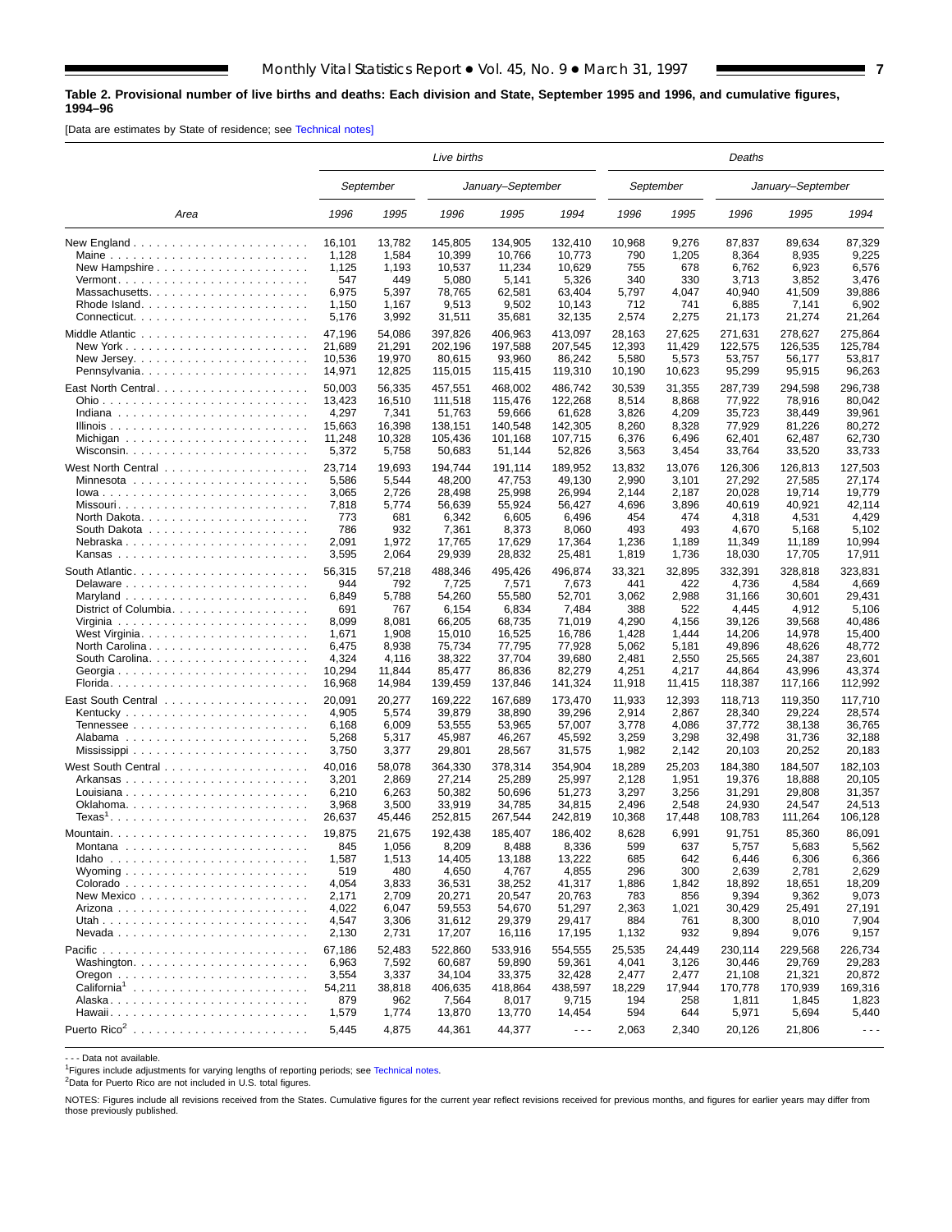**Table 2. Provisional number of live births and deaths: Each division and State, September 1995 and 1996, and cumulative figures, 1994–96**

[Data are estimates by State of residence; see Technical notes]

| Area | Live births | | | | | Deaths | | | | |
|---|---|---|---|---|---|---|---|---|---|---|
| | September | | January–September | | | September | | January–September | | |
| | 1996 | 1995 | 1996 | 1995 | 1994 | 1996 | 1995 | 1996 | 1995 | 1994 |
| New England | 16,101 | 13,782 | 145,805 | 134,905 | 132,410 | 10,968 | 9,276 | 87,837 | 89,634 | 87,329 |
| Maine | 1,128 | 1,584 | 10,399 | 10,766 | 10,773 | 790 | 1,205 | 8,364 | 8,935 | 9,225 |
| New Hampshire | 1,125 | 1,193 | 10,537 | 11,234 | 10,629 | 755 | 678 | 6,762 | 6,923 | 6,576 |
| Vermont | 547 | 449 | 5,080 | 5,141 | 5,326 | 340 | 330 | 3,713 | 3,852 | 3,476 |
| Massachusetts | 6,975 | 5,397 | 78,765 | 62,581 | 63,404 | 5,797 | 4,047 | 40,940 | 41,509 | 39,886 |
| Rhode Island | 1,150 | 1,167 | 9,513 | 9,502 | 10,143 | 712 | 741 | 6,885 | 7,141 | 6,902 |
| Connecticut | 5,176 | 3,992 | 31,511 | 35,681 | 32,135 | 2,574 | 2,275 | 21,173 | 21,274 | 21,264 |
| Middle Atlantic | 47,196 | 54,086 | 397,826 | 406,963 | 413,097 | 28,163 | 27,625 | 271,631 | 278,627 | 275,864 |
| New York | 21,689 | 21,291 | 202,196 | 197,588 | 207,545 | 12,393 | 11,429 | 122,575 | 126,535 | 125,784 |
| New Jersey | 10,536 | 19,970 | 80,615 | 93,960 | 86,242 | 5,580 | 5,573 | 53,757 | 56,177 | 53,817 |
| Pennsylvania | 14,971 | 12,825 | 115,015 | 115,415 | 119,310 | 10,190 | 10,623 | 95,299 | 95,915 | 96,263 |
| East North Central | 50,003 | 56,335 | 457,551 | 468,002 | 486,742 | 30,539 | 31,355 | 287,739 | 294,598 | 296,738 |
| Ohio | 13,423 | 16,510 | 111,518 | 115,476 | 122,268 | 8,514 | 8,868 | 77,922 | 78,916 | 80,042 |
| Indiana | 4,297 | 7,341 | 51,763 | 59,666 | 61,628 | 3,826 | 4,209 | 35,723 | 38,449 | 39,961 |
| Illinois | 15,663 | 16,398 | 138,151 | 140,548 | 142,305 | 8,260 | 8,328 | 77,929 | 81,226 | 80,272 |
| Michigan | 11,248 | 10,328 | 105,436 | 101,168 | 107,715 | 6,376 | 6,496 | 62,401 | 62,487 | 62,730 |
| Wisconsin | 5,372 | 5,758 | 50,683 | 51,144 | 52,826 | 3,563 | 3,454 | 33,764 | 33,520 | 33,733 |
| West North Central | 23,714 | 19,693 | 194,744 | 191,114 | 189,952 | 13,832 | 13,076 | 126,306 | 126,813 | 127,503 |
| Minnesota | 5,586 | 5,544 | 48,200 | 47,753 | 49,130 | 2,990 | 3,101 | 27,292 | 27,585 | 27,174 |
| Iowa | 3,065 | 2,726 | 28,498 | 25,998 | 26,994 | 2,144 | 2,187 | 20,028 | 19,714 | 19,779 |
| Missouri | 7,818 | 5,774 | 56,639 | 55,924 | 56,427 | 4,696 | 3,896 | 40,619 | 40,921 | 42,114 |
| North Dakota | 773 | 681 | 6,342 | 6,605 | 6,496 | 454 | 474 | 4,318 | 4,531 | 4,429 |
| South Dakota | 786 | 932 | 7,361 | 8,373 | 8,060 | 493 | 493 | 4,670 | 5,168 | 5,102 |
| Nebraska | 2,091 | 1,972 | 17,765 | 17,629 | 17,364 | 1,236 | 1,189 | 11,349 | 11,189 | 10,994 |
| Kansas | 3,595 | 2,064 | 29,939 | 28,832 | 25,481 | 1,819 | 1,736 | 18,030 | 17,705 | 17,911 |
| South Atlantic | 56,315 | 57,218 | 488,346 | 495,426 | 496,874 | 33,321 | 32,895 | 332,391 | 328,818 | 323,831 |
| Delaware | 944 | 792 | 7,725 | 7,571 | 7,673 | 441 | 422 | 4,736 | 4,584 | 4,669 |
| Maryland | 6,849 | 5,788 | 54,260 | 55,580 | 52,701 | 3,062 | 2,988 | 31,166 | 30,601 | 29,431 |
| District of Columbia | 691 | 767 | 6,154 | 6,834 | 7,484 | 388 | 522 | 4,445 | 4,912 | 5,106 |
| Virginia | 8,099 | 8,081 | 66,205 | 68,735 | 71,019 | 4,290 | 4,156 | 39,126 | 39,568 | 40,486 |
| West Virginia | 1,671 | 1,908 | 15,010 | 16,525 | 16,786 | 1,428 | 1,444 | 14,206 | 14,978 | 15,400 |
| North Carolina | 6,475 | 8,938 | 75,734 | 77,795 | 77,928 | 5,062 | 5,181 | 49,896 | 48,626 | 48,772 |
| South Carolina | 4,324 | 4,116 | 38,322 | 37,704 | 39,680 | 2,481 | 2,550 | 25,565 | 24,387 | 23,601 |
| Georgia | 10,294 | 11,844 | 85,477 | 86,836 | 82,279 | 4,251 | 4,217 | 44,864 | 43,996 | 43,374 |
| Florida | 16,968 | 14,984 | 139,459 | 137,846 | 141,324 | 11,918 | 11,415 | 118,387 | 117,166 | 112,992 |
| East South Central | 20,091 | 20,277 | 169,222 | 167,689 | 173,470 | 11,933 | 12,393 | 118,713 | 119,350 | 117,710 |
| Kentucky | 4,905 | 5,574 | 39,879 | 38,890 | 39,296 | 2,914 | 2,867 | 28,340 | 29,224 | 28,574 |
| Tennessee | 6,168 | 6,009 | 53,555 | 53,965 | 57,007 | 3,778 | 4,086 | 37,772 | 38,138 | 36,765 |
| Alabama | 5,268 | 5,317 | 45,987 | 46,267 | 45,592 | 3,259 | 3,298 | 32,498 | 31,736 | 32,188 |
| Mississippi | 3,750 | 3,377 | 29,801 | 28,567 | 31,575 | 1,982 | 2,142 | 20,103 | 20,252 | 20,183 |
| West South Central | 40,016 | 58,078 | 364,330 | 378,314 | 354,904 | 18,289 | 25,203 | 184,380 | 184,507 | 182,103 |
| Arkansas | 3,201 | 2,869 | 27,214 | 25,289 | 25,997 | 2,128 | 1,951 | 19,376 | 18,888 | 20,105 |
| Louisiana | 6,210 | 6,263 | 50,382 | 50,696 | 51,273 | 3,297 | 3,256 | 31,291 | 29,808 | 31,357 |
| Oklahoma | 3,968 | 3,500 | 33,919 | 34,785 | 34,815 | 2,496 | 2,548 | 24,930 | 24,547 | 24,513 |
| Texas[1] | 26,637 | 45,446 | 252,815 | 267,544 | 242,819 | 10,368 | 17,448 | 108,783 | 111,264 | 106,128 |
| Mountain | 19,875 | 21,675 | 192,438 | 185,407 | 186,402 | 8,628 | 6,991 | 91,751 | 85,360 | 86,091 |
| Montana | 845 | 1,056 | 8,209 | 8,488 | 8,336 | 599 | 637 | 5,757 | 5,683 | 5,562 |
| Idaho | 1,587 | 1,513 | 14,405 | 13,188 | 13,222 | 685 | 642 | 6,446 | 6,306 | 6,366 |
| Wyoming | 519 | 480 | 4,650 | 4,767 | 4,855 | 296 | 300 | 2,639 | 2,781 | 2,629 |
| Colorado | 4,054 | 3,833 | 36,531 | 38,252 | 41,317 | 1,886 | 1,842 | 18,892 | 18,651 | 18,209 |
| New Mexico | 2,171 | 2,709 | 20,271 | 20,547 | 20,763 | 783 | 856 | 9,394 | 9,362 | 9,073 |
| Arizona | 4,022 | 6,047 | 59,553 | 54,670 | 51,297 | 2,363 | 1,021 | 30,429 | 25,491 | 27,191 |
| Utah | 4,547 | 3,306 | 31,612 | 29,379 | 29,417 | 884 | 761 | 8,300 | 8,010 | 7,904 |
| Nevada | 2,130 | 2,731 | 17,207 | 16,116 | 17,195 | 1,132 | 932 | 9,894 | 9,076 | 9,157 |
| Pacific | 67,186 | 52,483 | 522,860 | 533,916 | 554,555 | 25,535 | 24,449 | 230,114 | 229,568 | 226,734 |
| Washington | 6,963 | 7,592 | 60,687 | 59,890 | 59,361 | 4,041 | 3,126 | 30,446 | 29,769 | 29,283 |
| Oregon | 3,554 | 3,337 | 34,104 | 33,375 | 32,428 | 2,477 | 2,477 | 21,108 | 21,321 | 20,872 |
| California[1] | 54,211 | 38,818 | 406,635 | 418,864 | 438,597 | 18,229 | 17,944 | 170,778 | 170,939 | 169,316 |
| Alaska | 879 | 962 | 7,564 | 8,017 | 9,715 | 194 | 258 | 1,811 | 1,845 | 1,823 |
| Hawaii | 1,579 | 1,774 | 13,870 | 13,770 | 14,454 | 594 | 644 | 5,971 | 5,694 | 5,440 |
| Puerto Rico[2] | 5,445 | 4,875 | 44,361 | 44,377 | - - - | 2,063 | 2,340 | 20,126 | 21,806 | - - - |

- - - Data not available.

[1]Figures include adjustments for varying lengths of reporting periods; see Technical notes.

[2]Data for Puerto Rico are not included in U.S. total figures.

NOTES: Figures include all revisions received from the States. Cumulative figures for the current year reflect revisions received for previous months, and figures for earlier years may differ from those previously published.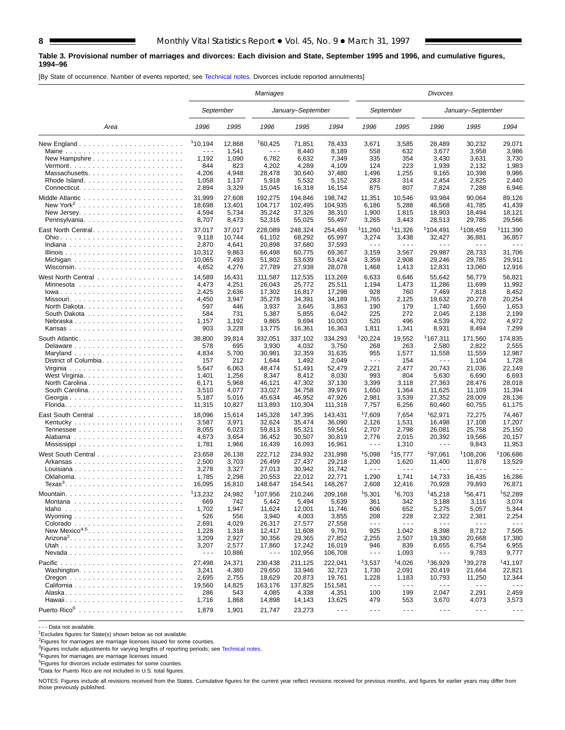**Table 3. Provisional number of marriages and divorces: Each division and State, September 1995 and 1996, and cumulative figures, 1994–96**

[By State of occurrence. Number of events reported; see Technical notes. Divorces include reported annulments]

| Area | Marriages | | | | | Divorces | | | | |
|---|---|---|---|---|---|---|---|---|---|---|
| | September | | January–September | | | September | | January–September | | |
| | 1996 | 1995 | 1996 | 1995 | 1994 | 1996 | 1995 | 1996 | 1995 | 1994 |
| New England | [1]10,194 | 12,868 | [1]60,425 | 71,851 | 78,433 | 3,671 | 3,585 | 28,489 | 30,232 | 29,071 |
| Maine | - - - | 1,541 | - - - | 8,440 | 8,189 | 558 | 632 | 3,677 | 3,958 | 3,986 |
| New Hampshire | 1,192 | 1,090 | 6,782 | 6,632 | 7,349 | 335 | 354 | 3,430 | 3,631 | 3,730 |
| Vermont | 844 | 823 | 4,202 | 4,289 | 4,109 | 124 | 223 | 1,939 | 2,132 | 1,983 |
| Massachusetts | 4,206 | 4,948 | 28,478 | 30,640 | 37,480 | 1,496 | 1,255 | 9,165 | 10,398 | 9,986 |
| Rhode Island | 1,058 | 1,137 | 5,918 | 5,532 | 5,152 | 283 | 314 | 2,454 | 2,825 | 2,440 |
| Connecticut | 2,894 | 3,329 | 15,045 | 16,318 | 16,154 | 875 | 807 | 7,824 | 7,288 | 6,946 |
| Middle Atlantic | 31,999 | 27,608 | 192,275 | 194,846 | 198,742 | 11,351 | 10,546 | 93,984 | 90,064 | 89,126 |
| New York[2] | 18,698 | 13,401 | 104,717 | 102,495 | 104,935 | 6,186 | 5,288 | 46,568 | 41,785 | 41,439 |
| New Jersey | 4,594 | 5,734 | 35,242 | 37,326 | 38,310 | 1,900 | 1,815 | 18,903 | 18,494 | 18,121 |
| Pennsylvania | 8,707 | 8,473 | 52,316 | 55,025 | 55,497 | 3,265 | 3,443 | 28,513 | 29,785 | 29,566 |
| East North Central | 37,017 | 37,017 | 228,089 | 248,324 | 254,459 | [1]11,260 | [1]11,326 | [1]104,491 | [1]108,459 | [1]111,390 |
| Ohio | 9,118 | 10,744 | 61,102 | 68,292 | 65,997 | 3,274 | 3,438 | 32,427 | 36,881 | 36,857 |
| Indiana | 2,870 | 4,641 | 20,898 | 37,680 | 37,593 | - - - | - - - | - - - | - - - | - - - |
| Illinois | 10,312 | 9,863 | 66,498 | 60,775 | 69,367 | 3,159 | 3,567 | 29,987 | 28,733 | 31,706 |
| Michigan | 10,065 | 7,493 | 51,802 | 53,639 | 53,424 | 3,359 | 2,908 | 29,246 | 29,785 | 29,911 |
| Wisconsin | 4,652 | 4,276 | 27,789 | 27,938 | 28,078 | 1,468 | 1,413 | 12,831 | 13,060 | 12,916 |
| West North Central | 14,589 | 16,431 | 111,587 | 112,535 | 113,269 | 6,633 | 6,646 | 55,642 | 56,779 | 56,821 |
| Minnesota | 4,473 | 4,251 | 26,043 | 25,772 | 25,511 | 1,194 | 1,473 | 11,286 | 11,699 | 11,992 |
| Iowa | 2,425 | 2,636 | 17,302 | 16,817 | 17,298 | 928 | 760 | 7,469 | 7,818 | 8,452 |
| Missouri | 4,450 | 3,947 | 35,278 | 34,391 | 34,189 | 1,765 | 2,125 | 19,632 | 20,278 | 20,254 |
| North Dakota | 597 | 446 | 3,937 | 3,645 | 3,863 | 190 | 179 | 1,740 | 1,650 | 1,653 |
| South Dakota | 584 | 731 | 5,387 | 5,855 | 6,042 | 225 | 272 | 2,045 | 2,138 | 2,199 |
| Nebraska | 1,157 | 1,192 | 9,865 | 9,694 | 10,003 | 520 | 496 | 4,539 | 4,702 | 4,972 |
| Kansas | 903 | 3,228 | 13,775 | 16,361 | 16,363 | 1,811 | 1,341 | 8,931 | 8,494 | 7,299 |
| South Atlantic | 38,800 | 39,814 | 332,051 | 337,102 | 334,293 | [1]20,224 | 19,552 | [1]167,311 | 171,560 | 174,835 |
| Delaware | 578 | 695 | 3,930 | 4,032 | 3,750 | 268 | 263 | 2,580 | 2,822 | 2,555 |
| Maryland | 4,834 | 5,700 | 30,981 | 32,359 | 31,635 | 955 | 1,577 | 11,558 | 11,559 | 12,987 |
| District of Columbia | 157 | 212 | 1,644 | 1,492 | 2,049 | - - - | 154 | - - - | 1,104 | 1,728 |
| Virginia | 5,647 | 6,063 | 48,474 | 51,491 | 52,479 | 2,221 | 2,477 | 20,743 | 21,036 | 22,149 |
| West Virginia | 1,401 | 1,256 | 8,347 | 8,412 | 8,030 | 993 | 804 | 5,630 | 6,690 | 6,693 |
| North Carolina | 6,171 | 5,968 | 46,121 | 47,302 | 37,130 | 3,399 | 3,118 | 27,363 | 28,476 | 28,018 |
| South Carolina | 3,510 | 4,077 | 33,027 | 34,758 | 39,976 | 1,650 | 1,364 | 11,625 | 11,109 | 11,394 |
| Georgia | 5,187 | 5,016 | 45,634 | 46,952 | 47,926 | 2,981 | 3,539 | 27,352 | 28,009 | 28,136 |
| Florida | 11,315 | 10,827 | 113,893 | 110,304 | 111,318 | 7,757 | 6,256 | 60,460 | 60,755 | 61,175 |
| East South Central | 18,096 | 15,614 | 145,328 | 147,395 | 143,431 | [1]7,609 | 7,654 | [1]62,971 | 72,275 | 74,467 |
| Kentucky | 3,587 | 3,971 | 32,624 | 35,474 | 36,090 | 2,126 | 1,531 | 16,498 | 17,108 | 17,207 |
| Tennessee | 8,055 | 6,023 | 59,813 | 65,321 | 59,561 | 2,707 | 2,798 | 26,081 | 25,758 | 25,150 |
| Alabama | 4,673 | 3,654 | 36,452 | 30,507 | 30,819 | 2,776 | 2,015 | 20,392 | 19,566 | 20,157 |
| Mississippi | 1,781 | 1,966 | 16,439 | 16,093 | 16,961 | - - - | 1,310 | - - - | 9,843 | 11,953 |
| West South Central | 23,658 | 26,138 | 222,712 | 234,932 | 231,998 | [1]5,098 | [1]15,777 | [1]97,061 | [1]108,206 | [1]106,686 |
| Arkansas | 2,500 | 3,703 | 26,499 | 27,437 | 29,218 | 1,200 | 1,620 | 11,400 | 11,878 | 13,529 |
| Louisiana | 3,278 | 3,327 | 27,013 | 30,942 | 31,742 | - - - | - - - | - - - | - - - | - - - |
| Oklahoma | 1,785 | 2,298 | 20,553 | 22,012 | 22,771 | 1,290 | 1,741 | 14,733 | 16,435 | 16,286 |
| Texas[3] | 16,095 | 16,810 | 148,647 | 154,541 | 148,267 | 2,608 | 12,416 | 70,928 | 79,893 | 76,871 |
| Mountain | [1]13,232 | 24,982 | [1]107,956 | 210,246 | 209,168 | [1]5,301 | [1]6,703 | [1]45,218 | [1]56,471 | [1]52,289 |
| Montana | 669 | 742 | 5,442 | 5,494 | 5,639 | 361 | 342 | 3,188 | 3,116 | 3,074 |
| Idaho | 1,702 | 1,947 | 11,624 | 12,001 | 11,746 | 606 | 652 | 5,275 | 5,057 | 5,344 |
| Wyoming | 526 | 556 | 3,940 | 4,003 | 3,855 | 208 | 228 | 2,322 | 2,381 | 2,254 |
| Colorado | 2,691 | 4,029 | 26,317 | 27,577 | 27,558 | - - - | - - - | - - - | - - - | - - - |
| New Mexico[4,5] | 1,228 | 1,318 | 12,417 | 11,608 | 9,791 | 925 | 1,042 | 8,398 | 8,712 | 7,505 |
| Arizona[2] | 3,209 | 2,927 | 30,356 | 29,365 | 27,852 | 2,255 | 2,507 | 19,380 | 20,668 | 17,380 |
| Utah | 3,207 | 2,577 | 17,860 | 17,242 | 16,019 | 946 | 839 | 6,655 | 6,754 | 6,955 |
| Nevada | - - - | 10,886 | - - - | 102,956 | 106,708 | - - - | 1,093 | - - - | 9,783 | 9,777 |
| Pacific | 27,498 | 24,371 | 230,438 | 211,125 | 222,041 | [1]3,537 | [1]4,026 | [1]36,929 | [1]39,278 | [1]41,197 |
| Washington | 3,241 | 4,380 | 29,650 | 33,946 | 32,723 | 1,730 | 2,091 | 20,419 | 21,664 | 22,821 |
| Oregon | 2,695 | 2,755 | 18,629 | 20,873 | 19,761 | 1,228 | 1,183 | 10,793 | 11,250 | 12,344 |
| California | 19,560 | 14,825 | 163,176 | 137,825 | 151,581 | - - - | - - - | - - - | - - - | - - - |
| Alaska | 286 | 543 | 4,085 | 4,338 | 4,351 | 100 | 199 | 2,047 | 2,291 | 2,459 |
| Hawaii | 1,716 | 1,868 | 14,898 | 14,143 | 13,625 | 479 | 553 | 3,670 | 4,073 | 3,573 |
| Puerto Rico[6] | 1,879 | 1,901 | 21,747 | 23,273 | - - - | - - - | - - - | - - - | - - - | - - - |

- - - Data not available.

[1]Excludes figures for State(s) shown below as not available.

[2]Figures for marriages are marriage licenses issued for some counties.

[3]Figures include adjustments for varying lengths of reporting periods; see Technical notes.

[4]Figures for marriages are marriage licenses issued.

[5]Figures for divorces include estimates for some counties.

[6]Data for Puerto Rico are not included in U.S. total figures.

NOTES: Figures include all revisions received from the States. Cumulative figures for the current year reflect revisions received for previous months, and figures for earlier years may differ from those previously published.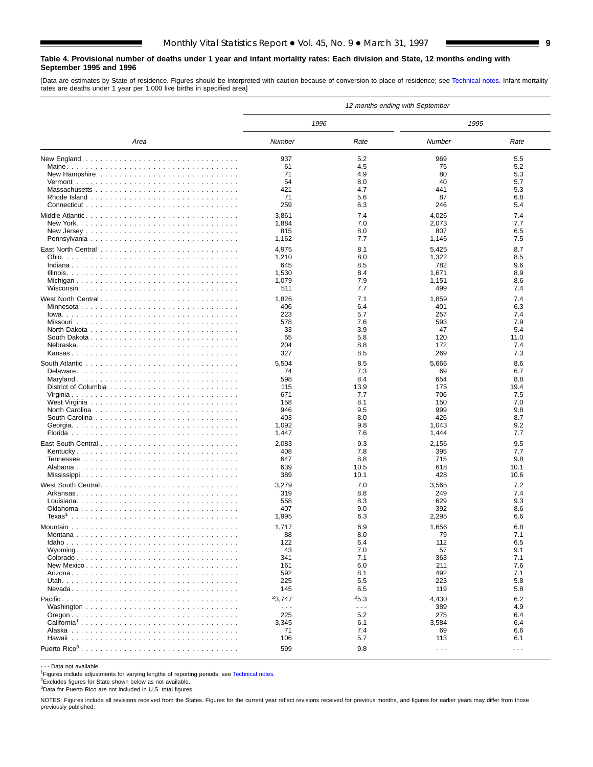**Table 4. Provisional number of deaths under 1 year and infant mortality rates: Each division and State, 12 months ending with September 1995 and 1996**

[Data are estimates by State of residence. Figures should be interpreted with caution because of conversion to place of residence; see Technical notes. Infant mortality rates are deaths under 1 year per 1,000 live births in specified area]

| Area | 12 months ending with September | | | |
|---|---|---|---|---|
| | 1996 | | 1995 | |
| | Number | Rate | Number | Rate |
| New England | 937 | 5.2 | 969 | 5.5 |
| Maine | 61 | 4.5 | 75 | 5.2 |
| New Hampshire | 71 | 4.9 | 80 | 5.3 |
| Vermont | 54 | 8.0 | 40 | 5.7 |
| Massachusetts | 421 | 4.7 | 441 | 5.3 |
| Rhode Island | 71 | 5.6 | 87 | 6.8 |
| Connecticut | 259 | 6.3 | 246 | 5.4 |
| Middle Atlantic | 3,861 | 7.4 | 4,026 | 7.4 |
| New York | 1,884 | 7.0 | 2,073 | 7.7 |
| New Jersey | 815 | 8.0 | 807 | 6.5 |
| Pennsylvania | 1,162 | 7.7 | 1,146 | 7.5 |
| East North Central | 4,975 | 8.1 | 5,425 | 8.7 |
| Ohio | 1,210 | 8.0 | 1,322 | 8.5 |
| Indiana | 645 | 8.5 | 782 | 9.6 |
| Illinois | 1,530 | 8.4 | 1,671 | 8.9 |
| Michigan | 1,079 | 7.9 | 1,151 | 8.6 |
| Wisconsin | 511 | 7.7 | 499 | 7.4 |
| West North Central | 1,826 | 7.1 | 1,859 | 7.4 |
| Minnesota | 406 | 6.4 | 401 | 6.3 |
| Iowa | 223 | 5.7 | 257 | 7.4 |
| Missouri | 578 | 7.6 | 593 | 7.9 |
| North Dakota | 33 | 3.9 | 47 | 5.4 |
| South Dakota | 55 | 5.8 | 120 | 11.0 |
| Nebraska | 204 | 8.8 | 172 | 7.4 |
| Kansas | 327 | 8.5 | 269 | 7.3 |
| South Atlantic | 5,504 | 8.5 | 5,666 | 8.6 |
| Delaware | 74 | 7.3 | 69 | 6.7 |
| Maryland | 598 | 8.4 | 654 | 8.8 |
| District of Columbia | 115 | 13.9 | 175 | 19.4 |
| Virginia | 671 | 7.7 | 706 | 7.5 |
| West Virginia | 158 | 8.1 | 150 | 7.0 |
| North Carolina | 946 | 9.5 | 999 | 9.8 |
| South Carolina | 403 | 8.0 | 426 | 8.7 |
| Georgia | 1,092 | 9.8 | 1,043 | 9.2 |
| Florida | 1,447 | 7.6 | 1,444 | 7.7 |
| East South Central | 2,083 | 9.3 | 2,156 | 9.5 |
| Kentucky | 408 | 7.8 | 395 | 7.7 |
| Tennessee | 647 | 8.8 | 715 | 9.8 |
| Alabama | 639 | 10.5 | 618 | 10.1 |
| Mississippi | 389 | 10.1 | 428 | 10.6 |
| West South Central | 3,279 | 7.0 | 3,565 | 7.2 |
| Arkansas | 319 | 8.8 | 249 | 7.4 |
| Louisiana | 558 | 8.3 | 629 | 9.3 |
| Oklahoma | 407 | 9.0 | 392 | 8.6 |
| Texas[1] | 1,995 | 6.3 | 2,295 | 6.6 |
| Mountain | 1,717 | 6.9 | 1,656 | 6.8 |
| Montana | 88 | 8.0 | 79 | 7.1 |
| Idaho | 122 | 6.4 | 112 | 6.5 |
| Wyoming | 43 | 7.0 | 57 | 9.1 |
| Colorado | 341 | 7.1 | 363 | 7.1 |
| New Mexico | 161 | 6.0 | 211 | 7.6 |
| Arizona | 592 | 8.1 | 492 | 7.1 |
| Utah | 225 | 5.5 | 223 | 5.8 |
| Nevada | 145 | 6.5 | 119 | 5.8 |
| Pacific | [2]3,747 | [2]5.3 | 4,430 | 6.2 |
| Washington | - - - | - - - | 389 | 4.9 |
| Oregon | 225 | 5.2 | 275 | 6.4 |
| California[1] | 3,345 | 6.1 | 3,584 | 6.4 |
| Alaska | 71 | 7.4 | 69 | 6.6 |
| Hawaii | 106 | 5.7 | 113 | 6.1 |
| Puerto Rico[3] | 599 | 9.8 | - - - | - - - |

- - - Data not available.
[1]Figures include adjustments for varying lengths of reporting periods; see Technical notes.
[2]Excludes figures for State shown below as not available.
[3]Data for Puerto Rico are not included in U.S. total figures.

NOTES: Figures include all revisions received from the States. Figures for the current year reflect revisions received for previous months, and figures for earlier years may differ from those previously published.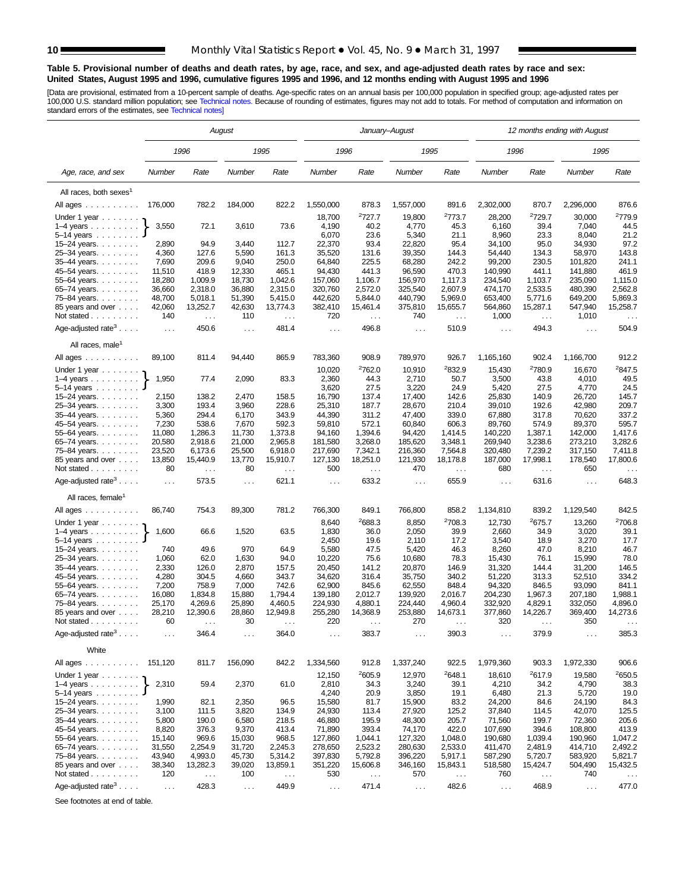### Table 5. Provisional number of deaths and death rates, by age, race, and sex, and age-adjusted death rates by race and sex: United States, August 1995 and 1996, cumulative figures 1995 and 1996, and 12 months ending with August 1995 and 1996

[Data are provisional, estimated from a 10-percent sample of deaths. Age-specific rates on an annual basis per 100,000 population in specified group; age-adjusted rates per 100,000 U.S. standard million population; see Technical notes. Because of rounding of estimates, figures may not add to totals. For method of computation and information on standard errors of the estimates, see Technical notes]

| Age, race, and sex | August | | | | January–August | | | | 12 months ending with August | | | |
|---|---|---|---|---|---|---|---|---|---|---|---|---|
| | 1996 | | 1995 | | 1996 | | 1995 | | 1996 | | 1995 | |
| | Number | Rate | Number | Rate | Number | Rate | Number | Rate | Number | Rate | Number | Rate |
| **All races, both sexes[1]** | | | | | | | | | | | | |
| All ages | 176,000 | 782.2 | 184,000 | 822.2 | 1,550,000 | 878.3 | 1,557,000 | 891.6 | 2,302,000 | 870.7 | 2,296,000 | 876.6 |
| Under 1 year | 3,550 | 72.1 | 3,610 | 73.6 | 18,700 | [2]727.7 | 19,800 | [2]773.7 | 28,200 | [2]729.7 | 30,000 | [2]779.9 |
| 1–4 years | | | | | 4,190 | 40.2 | 4,770 | 45.3 | 6,160 | 39.4 | 7,040 | 44.5 |
| 5–14 years | | | | | 6,070 | 23.6 | 5,340 | 21.1 | 8,960 | 23.3 | 8,040 | 21.2 |
| 15–24 years | 2,890 | 94.9 | 3,440 | 112.7 | 22,370 | 93.4 | 22,820 | 95.4 | 34,100 | 95.0 | 34,930 | 97.2 |
| 25–34 years | 4,360 | 127.6 | 5,590 | 161.3 | 35,520 | 131.6 | 39,350 | 144.3 | 54,440 | 134.3 | 58,970 | 143.8 |
| 35–44 years | 7,690 | 209.6 | 9,040 | 250.0 | 64,840 | 225.5 | 68,280 | 242.2 | 99,200 | 230.5 | 101,820 | 241.1 |
| 45–54 years | 11,510 | 418.9 | 12,330 | 465.1 | 94,430 | 441.3 | 96,590 | 470.3 | 140,990 | 441.1 | 141,880 | 461.9 |
| 55–64 years | 18,280 | 1,009.9 | 18,730 | 1,042.6 | 157,060 | 1,106.7 | 156,970 | 1,117.3 | 234,540 | 1,103.7 | 235,090 | 1,115.0 |
| 65–74 years | 36,660 | 2,318.0 | 36,880 | 2,315.0 | 320,760 | 2,572.0 | 325,540 | 2,607.9 | 474,170 | 2,533.5 | 480,390 | 2,562.8 |
| 75–84 years | 48,700 | 5,018.1 | 51,390 | 5,415.0 | 442,620 | 5,844.0 | 440,790 | 5,969.0 | 653,400 | 5,771.6 | 649,200 | 5,869.3 |
| 85 years and over | 42,060 | 13,252.7 | 42,630 | 13,774.3 | 382,410 | 15,461.4 | 375,810 | 15,655.7 | 564,860 | 15,287.1 | 547,940 | 15,258.7 |
| Not stated | 140 | . . . | 110 | . . . | 720 | . . . | 740 | . . . | 1,000 | . . . | 1,010 | . . . |
| Age-adjusted rate[3] | . . . | 450.6 | . . . | 481.4 | . . . | 496.8 | . . . | 510.9 | . . . | 494.3 | . . . | 504.9 |
| **All races, male[1]** | | | | | | | | | | | | |
| All ages | 89,100 | 811.4 | 94,440 | 865.9 | 783,360 | 908.9 | 789,970 | 926.7 | 1,165,160 | 902.4 | 1,166,700 | 912.2 |
| Under 1 year | 1,950 | 77.4 | 2,090 | 83.3 | 10,020 | [2]762.0 | 10,910 | [2]832.9 | 15,430 | [2]780.9 | 16,670 | [2]847.5 |
| 1–4 years | | | | | 2,360 | 44.3 | 2,710 | 50.7 | 3,500 | 43.8 | 4,010 | 49.5 |
| 5–14 years | | | | | 3,620 | 27.5 | 3,220 | 24.9 | 5,420 | 27.5 | 4,770 | 24.5 |
| 15–24 years | 2,150 | 138.2 | 2,470 | 158.5 | 16,790 | 137.4 | 17,400 | 142.6 | 25,830 | 140.9 | 26,720 | 145.7 |
| 25–34 years | 3,300 | 193.4 | 3,960 | 228.6 | 25,310 | 187.7 | 28,670 | 210.4 | 39,010 | 192.6 | 42,980 | 209.7 |
| 35–44 years | 5,360 | 294.4 | 6,170 | 343.9 | 44,390 | 311.2 | 47,400 | 339.0 | 67,880 | 317.8 | 70,620 | 337.2 |
| 45–54 years | 7,230 | 538.6 | 7,670 | 592.3 | 59,810 | 572.1 | 60,840 | 606.3 | 89,760 | 574.9 | 89,370 | 595.7 |
| 55–64 years | 11,080 | 1,286.3 | 11,730 | 1,373.8 | 94,160 | 1,394.6 | 94,420 | 1,414.5 | 140,220 | 1,387.1 | 142,000 | 1,417.6 |
| 65–74 years | 20,580 | 2,918.6 | 21,000 | 2,965.8 | 181,580 | 3,268.0 | 185,620 | 3,348.1 | 269,940 | 3,238.6 | 273,210 | 3,282.6 |
| 75–84 years | 23,520 | 6,173.6 | 25,500 | 6,918.0 | 217,690 | 7,342.1 | 216,360 | 7,564.8 | 320,480 | 7,239.2 | 317,150 | 7,411.8 |
| 85 years and over | 13,850 | 15,440.9 | 13,770 | 15,910.7 | 127,130 | 18,251.0 | 121,930 | 18,178.8 | 187,000 | 17,998.1 | 178,540 | 17,800.6 |
| Not stated | 80 | . . . | 80 | . . . | 500 | . . . | 470 | . . . | 680 | . . . | 650 | . . . |
| Age-adjusted rate[3] | . . . | 573.5 | . . . | 621.1 | . . . | 633.2 | . . . | 655.9 | . . . | 631.6 | . . . | 648.3 |
| **All races, female[1]** | | | | | | | | | | | | |
| All ages | 86,740 | 754.3 | 89,300 | 781.2 | 766,300 | 849.1 | 766,800 | 858.2 | 1,134,810 | 839.2 | 1,129,540 | 842.5 |
| Under 1 year | 1,600 | 66.6 | 1,520 | 63.5 | 8,640 | [2]688.3 | 8,850 | [2]708.3 | 12,730 | [2]675.7 | 13,260 | [2]706.8 |
| 1–4 years | | | | | 1,830 | 36.0 | 2,050 | 39.9 | 2,660 | 34.9 | 3,020 | 39.1 |
| 5–14 years | | | | | 2,450 | 19.6 | 2,110 | 17.2 | 3,540 | 18.9 | 3,270 | 17.7 |
| 15–24 years | 740 | 49.6 | 970 | 64.9 | 5,580 | 47.5 | 5,420 | 46.3 | 8,260 | 47.0 | 8,210 | 46.7 |
| 25–34 years | 1,060 | 62.0 | 1,630 | 94.0 | 10,220 | 75.6 | 10,680 | 78.3 | 15,430 | 76.1 | 15,990 | 78.0 |
| 35–44 years | 2,330 | 126.0 | 2,870 | 157.5 | 20,450 | 141.2 | 20,870 | 146.9 | 31,320 | 144.4 | 31,200 | 146.5 |
| 45–54 years | 4,280 | 304.5 | 4,660 | 343.7 | 34,620 | 316.4 | 35,750 | 340.2 | 51,220 | 313.3 | 52,510 | 334.2 |
| 55–64 years | 7,200 | 758.9 | 7,000 | 742.6 | 62,900 | 845.6 | 62,550 | 848.4 | 94,320 | 846.5 | 93,090 | 841.1 |
| 65–74 years | 16,080 | 1,834.8 | 15,880 | 1,794.4 | 139,180 | 2,012.7 | 139,920 | 2,016.7 | 204,230 | 1,967.3 | 207,180 | 1,988.1 |
| 75–84 years | 25,170 | 4,269.6 | 25,890 | 4,460.5 | 224,930 | 4,880.1 | 224,440 | 4,960.4 | 332,920 | 4,829.1 | 332,050 | 4,896.0 |
| 85 years and over | 28,210 | 12,390.6 | 28,860 | 12,949.8 | 255,280 | 14,368.9 | 253,880 | 14,673.1 | 377,860 | 14,226.7 | 369,400 | 14,273.6 |
| Not stated | 60 | . . . | 30 | . . . | 220 | . . . | 270 | . . . | 320 | . . . | 350 | . . . |
| Age-adjusted rate[3] | . . . | 346.4 | . . . | 364.0 | . . . | 383.7 | . . . | 390.3 | . . . | 379.9 | . . . | 385.3 |
| **White** | | | | | | | | | | | | |
| All ages | 151,120 | 811.7 | 156,090 | 842.2 | 1,334,560 | 912.8 | 1,337,240 | 922.5 | 1,979,360 | 903.3 | 1,972,330 | 906.6 |
| Under 1 year | 2,310 | 59.4 | 2,370 | 61.0 | 12,150 | [2]605.9 | 12,970 | [2]648.1 | 18,610 | [2]617.9 | 19,580 | [2]650.5 |
| 1–4 years | | | | | 2,810 | 34.3 | 3,240 | 39.1 | 4,210 | 34.2 | 4,790 | 38.3 |
| 5–14 years | | | | | 4,240 | 20.9 | 3,850 | 19.1 | 6,480 | 21.3 | 5,720 | 19.0 |
| 15–24 years | 1,990 | 82.1 | 2,350 | 96.5 | 15,580 | 81.7 | 15,900 | 83.2 | 24,200 | 84.6 | 24,190 | 84.3 |
| 25–34 years | 3,100 | 111.5 | 3,820 | 134.9 | 24,930 | 113.4 | 27,920 | 125.2 | 37,840 | 114.5 | 42,070 | 125.5 |
| 35–44 years | 5,800 | 190.0 | 6,580 | 218.5 | 46,880 | 195.9 | 48,300 | 205.7 | 71,560 | 199.7 | 72,360 | 205.6 |
| 45–54 years | 8,820 | 376.3 | 9,370 | 413.4 | 71,890 | 393.4 | 74,170 | 422.0 | 107,690 | 394.6 | 108,800 | 413.9 |
| 55–64 years | 15,140 | 969.6 | 15,030 | 968.5 | 127,860 | 1,044.1 | 127,320 | 1,048.0 | 190,680 | 1,039.4 | 190,960 | 1,047.2 |
| 65–74 years | 31,550 | 2,254.9 | 31,720 | 2,245.3 | 278,650 | 2,523.2 | 280,630 | 2,533.0 | 411,470 | 2,481.9 | 414,710 | 2,492.2 |
| 75–84 years | 43,940 | 4,993.0 | 45,730 | 5,314.2 | 397,830 | 5,792.8 | 396,220 | 5,917.1 | 587,290 | 5,720.7 | 583,920 | 5,821.7 |
| 85 years and over | 38,340 | 13,282.3 | 39,020 | 13,859.1 | 351,220 | 15,606.8 | 346,160 | 15,843.1 | 518,580 | 15,424.7 | 504,490 | 15,432.5 |
| Not stated | 120 | . . . | 100 | . . . | 530 | . . . | 570 | . . . | 760 | . . . | 740 | . . . |
| Age-adjusted rate[3] | . . . | 428.3 | . . . | 449.9 | . . . | 471.4 | . . . | 482.6 | . . . | 468.9 | . . . | 477.0 |

Note: In the August columns, the figures shown on the "Under 1 year" rows are single combined values bracketed across the Under 1 year, 1–4 years, and 5–14 years rows.

See footnotes at end of table.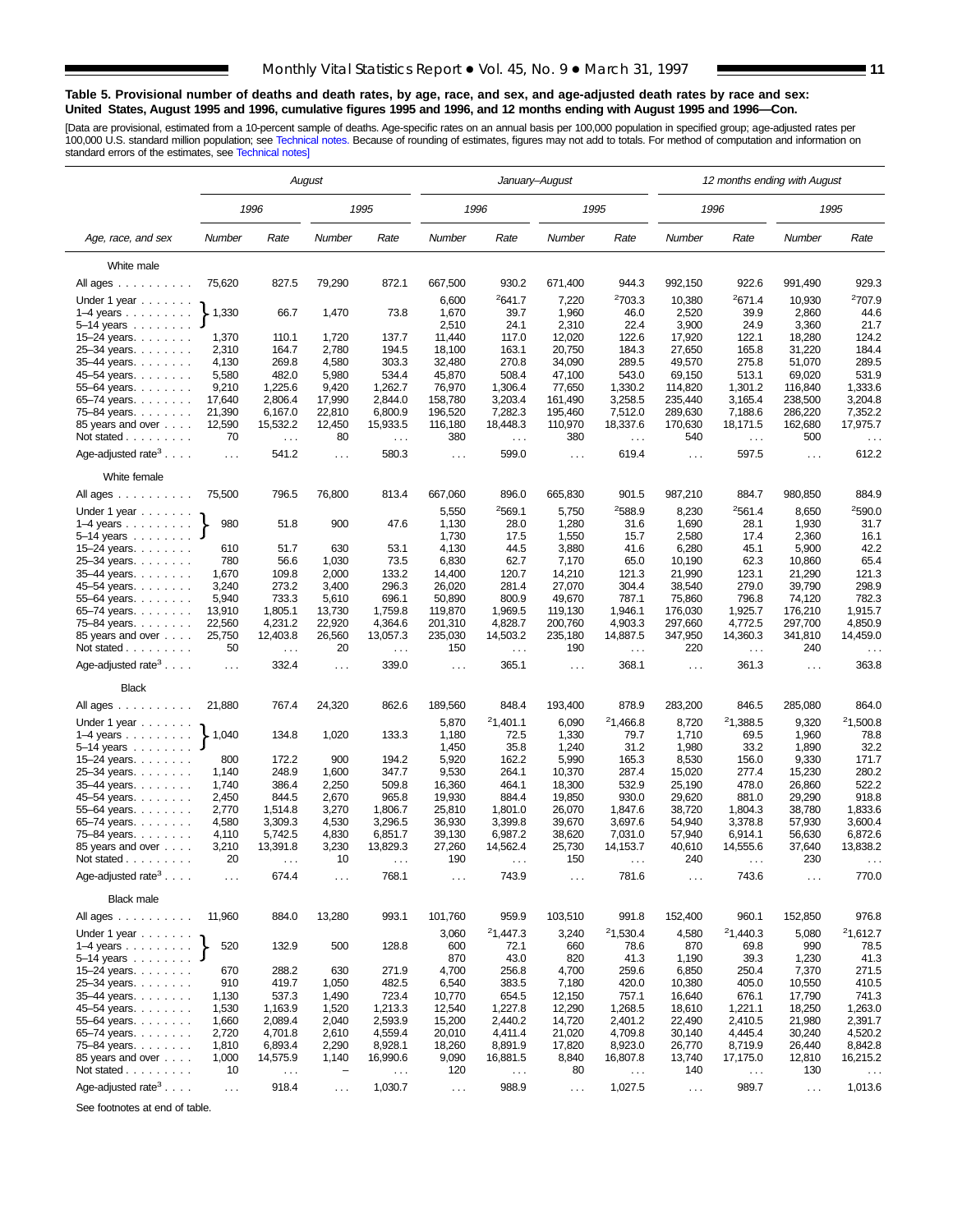**Table 5. Provisional number of deaths and death rates, by age, race, and sex, and age-adjusted death rates by race and sex: United States, August 1995 and 1996, cumulative figures 1995 and 1996, and 12 months ending with August 1995 and 1996—Con.**

[Data are provisional, estimated from a 10-percent sample of deaths. Age-specific rates on an annual basis per 100,000 population in specified group; age-adjusted rates per 100,000 U.S. standard million population; see Technical notes. Because of rounding of estimates, figures may not add to totals. For method of computation and information on standard errors of the estimates, see Technical notes]

| Age, race, and sex | August | | | | January–August | | | | 12 months ending with August | | | |
|---|---|---|---|---|---|---|---|---|---|---|---|---|
| | 1996 | | 1995 | | 1996 | | 1995 | | 1996 | | 1995 | |
| | Number | Rate | Number | Rate | Number | Rate | Number | Rate | Number | Rate | Number | Rate |
| **White male** | | | | | | | | | | | | |
| All ages | 75,620 | 827.5 | 79,290 | 872.1 | 667,500 | 930.2 | 671,400 | 944.3 | 992,150 | 922.6 | 991,490 | 929.3 |
| Under 1 year | } 1,330 | } 66.7 | } 1,470 | } 73.8 | 6,600 | [2]641.7 | 7,220 | [2]703.3 | 10,380 | [2]671.4 | 10,930 | [2]707.9 |
| 1–4 years | | | | | 1,670 | 39.7 | 1,960 | 46.0 | 2,520 | 39.9 | 2,860 | 44.6 |
| 5–14 years | | | | | 2,510 | 24.1 | 2,310 | 22.4 | 3,900 | 24.9 | 3,360 | 21.7 |
| 15–24 years | 1,370 | 110.1 | 1,720 | 137.7 | 11,440 | 117.0 | 12,020 | 122.6 | 17,920 | 122.1 | 18,280 | 124.2 |
| 25–34 years | 2,310 | 164.7 | 2,780 | 194.5 | 18,100 | 163.1 | 20,750 | 184.3 | 27,650 | 165.8 | 31,220 | 184.4 |
| 35–44 years | 4,130 | 269.8 | 4,580 | 303.3 | 32,480 | 270.8 | 34,090 | 289.5 | 49,570 | 275.8 | 51,070 | 289.5 |
| 45–54 years | 5,580 | 482.0 | 5,980 | 534.4 | 45,870 | 508.4 | 47,100 | 543.0 | 69,150 | 513.1 | 69,020 | 531.9 |
| 55–64 years | 9,210 | 1,225.6 | 9,420 | 1,262.7 | 76,970 | 1,306.4 | 77,650 | 1,330.2 | 114,820 | 1,301.2 | 116,840 | 1,333.6 |
| 65–74 years | 17,640 | 2,806.4 | 17,990 | 2,844.0 | 158,780 | 3,203.4 | 161,490 | 3,258.5 | 235,440 | 3,165.4 | 238,500 | 3,204.8 |
| 75–84 years | 21,390 | 6,167.0 | 22,810 | 6,800.9 | 196,520 | 7,282.3 | 195,460 | 7,512.0 | 289,630 | 7,188.6 | 286,220 | 7,352.2 |
| 85 years and over | 12,590 | 15,532.2 | 12,450 | 15,933.5 | 116,180 | 18,448.3 | 110,970 | 18,337.6 | 170,630 | 18,171.5 | 162,680 | 17,975.7 |
| Not stated | 70 | . . . | 80 | . . . | 380 | . . . | 380 | . . . | 540 | . . . | 500 | . . . |
| Age-adjusted rate[3] | . . . | 541.2 | . . . | 580.3 | . . . | 599.0 | . . . | 619.4 | . . . | 597.5 | . . . | 612.2 |
| **White female** | | | | | | | | | | | | |
| All ages | 75,500 | 796.5 | 76,800 | 813.4 | 667,060 | 896.0 | 665,830 | 901.5 | 987,210 | 884.7 | 980,850 | 884.9 |
| Under 1 year | } 980 | } 51.8 | } 900 | } 47.6 | 5,550 | [2]569.1 | 5,750 | [2]588.9 | 8,230 | [2]561.4 | 8,650 | [2]590.0 |
| 1–4 years | | | | | 1,130 | 28.0 | 1,280 | 31.6 | 1,690 | 28.1 | 1,930 | 31.7 |
| 5–14 years | | | | | 1,730 | 17.5 | 1,550 | 15.7 | 2,580 | 17.4 | 2,360 | 16.1 |
| 15–24 years | 610 | 51.7 | 630 | 53.1 | 4,130 | 44.5 | 3,880 | 41.6 | 6,280 | 45.1 | 5,900 | 42.2 |
| 25–34 years | 780 | 56.6 | 1,030 | 73.5 | 6,830 | 62.7 | 7,170 | 65.0 | 10,190 | 62.3 | 10,860 | 65.4 |
| 35–44 years | 1,670 | 109.8 | 2,000 | 133.2 | 14,400 | 120.7 | 14,210 | 121.3 | 21,990 | 123.1 | 21,290 | 121.3 |
| 45–54 years | 3,240 | 273.2 | 3,400 | 296.3 | 26,020 | 281.4 | 27,070 | 304.4 | 38,540 | 279.0 | 39,790 | 298.9 |
| 55–64 years | 5,940 | 733.3 | 5,610 | 696.1 | 50,890 | 800.9 | 49,670 | 787.1 | 75,860 | 796.8 | 74,120 | 782.3 |
| 65–74 years | 13,910 | 1,805.1 | 13,730 | 1,759.8 | 119,870 | 1,969.5 | 119,130 | 1,946.1 | 176,030 | 1,925.7 | 176,210 | 1,915.7 |
| 75–84 years | 22,560 | 4,231.2 | 22,920 | 4,364.6 | 201,310 | 4,828.7 | 200,760 | 4,903.3 | 297,660 | 4,772.5 | 297,700 | 4,850.9 |
| 85 years and over | 25,750 | 12,403.8 | 26,560 | 13,057.3 | 235,030 | 14,503.2 | 235,180 | 14,887.5 | 347,950 | 14,360.3 | 341,810 | 14,459.0 |
| Not stated | 50 | . . . | 20 | . . . | 150 | . . . | 190 | . . . | 220 | . . . | 240 | . . . |
| Age-adjusted rate[3] | . . . | 332.4 | . . . | 339.0 | . . . | 365.1 | . . . | 368.1 | . . . | 361.3 | . . . | 363.8 |
| **Black** | | | | | | | | | | | | |
| All ages | 21,880 | 767.4 | 24,320 | 862.6 | 189,560 | 848.4 | 193,400 | 878.9 | 283,200 | 846.5 | 285,080 | 864.0 |
| Under 1 year | } 1,040 | } 134.8 | } 1,020 | } 133.3 | 5,870 | [2]1,401.1 | 6,090 | [2]1,466.8 | 8,720 | [2]1,388.5 | 9,320 | [2]1,500.8 |
| 1–4 years | | | | | 1,180 | 72.5 | 1,330 | 79.7 | 1,710 | 69.5 | 1,960 | 78.8 |
| 5–14 years | | | | | 1,450 | 35.8 | 1,240 | 31.2 | 1,980 | 33.2 | 1,890 | 32.2 |
| 15–24 years | 800 | 172.2 | 900 | 194.2 | 5,920 | 162.2 | 5,990 | 165.3 | 8,530 | 156.0 | 9,330 | 171.7 |
| 25–34 years | 1,140 | 248.9 | 1,600 | 347.7 | 9,530 | 264.1 | 10,370 | 287.4 | 15,020 | 277.4 | 15,230 | 280.2 |
| 35–44 years | 1,740 | 386.4 | 2,250 | 509.8 | 16,360 | 464.1 | 18,300 | 532.9 | 25,190 | 478.0 | 26,860 | 522.2 |
| 45–54 years | 2,450 | 844.5 | 2,670 | 965.8 | 19,930 | 884.4 | 19,850 | 930.0 | 29,620 | 881.0 | 29,290 | 918.8 |
| 55–64 years | 2,770 | 1,514.8 | 3,270 | 1,806.7 | 25,810 | 1,801.0 | 26,070 | 1,847.6 | 38,720 | 1,804.3 | 38,780 | 1,833.6 |
| 65–74 years | 4,580 | 3,309.3 | 4,530 | 3,296.5 | 36,930 | 3,399.8 | 39,670 | 3,697.6 | 54,940 | 3,378.8 | 57,930 | 3,600.4 |
| 75–84 years | 4,110 | 5,742.5 | 4,830 | 6,851.7 | 39,130 | 6,987.2 | 38,620 | 7,031.0 | 57,940 | 6,914.1 | 56,630 | 6,872.6 |
| 85 years and over | 3,210 | 13,391.8 | 3,230 | 13,829.3 | 27,260 | 14,562.4 | 25,730 | 14,153.7 | 40,610 | 14,555.6 | 37,640 | 13,838.2 |
| Not stated | 20 | . . . | 10 | . . . | 190 | . . . | 150 | . . . | 240 | . . . | 230 | . . . |
| Age-adjusted rate[3] | . . . | 674.4 | . . . | 768.1 | . . . | 743.9 | . . . | 781.6 | . . . | 743.6 | . . . | 770.0 |
| **Black male** | | | | | | | | | | | | |
| All ages | 11,960 | 884.0 | 13,280 | 993.1 | 101,760 | 959.9 | 103,510 | 991.8 | 152,400 | 960.1 | 152,850 | 976.8 |
| Under 1 year | } 520 | } 132.9 | } 500 | } 128.8 | 3,060 | [2]1,447.3 | 3,240 | [2]1,530.4 | 4,580 | [2]1,440.3 | 5,080 | [2]1,612.7 |
| 1–4 years | | | | | 600 | 72.1 | 660 | 78.6 | 870 | 69.8 | 990 | 78.5 |
| 5–14 years | | | | | 870 | 43.0 | 820 | 41.3 | 1,190 | 39.3 | 1,230 | 41.3 |
| 15–24 years | 670 | 288.2 | 630 | 271.9 | 4,700 | 256.8 | 4,700 | 259.6 | 6,850 | 250.4 | 7,370 | 271.5 |
| 25–34 years | 910 | 419.7 | 1,050 | 482.5 | 6,540 | 383.5 | 7,180 | 420.0 | 10,380 | 405.0 | 10,550 | 410.5 |
| 35–44 years | 1,130 | 537.3 | 1,490 | 723.4 | 10,770 | 654.5 | 12,150 | 757.1 | 16,640 | 676.1 | 17,790 | 741.3 |
| 45–54 years | 1,530 | 1,163.9 | 1,520 | 1,213.3 | 12,540 | 1,227.8 | 12,290 | 1,268.5 | 18,610 | 1,221.1 | 18,250 | 1,263.0 |
| 55–64 years | 1,660 | 2,089.4 | 2,040 | 2,593.9 | 15,200 | 2,440.2 | 14,720 | 2,401.2 | 22,490 | 2,410.5 | 21,980 | 2,391.7 |
| 65–74 years | 2,720 | 4,701.8 | 2,610 | 4,559.4 | 20,010 | 4,411.4 | 21,020 | 4,709.8 | 30,140 | 4,445.4 | 30,240 | 4,520.2 |
| 75–84 years | 1,810 | 6,893.4 | 2,290 | 8,928.1 | 18,260 | 8,891.9 | 17,820 | 8,923.0 | 26,770 | 8,719.9 | 26,440 | 8,842.8 |
| 85 years and over | 1,000 | 14,575.9 | 1,140 | 16,990.6 | 9,090 | 16,881.5 | 8,840 | 16,807.8 | 13,740 | 17,175.0 | 12,810 | 16,215.2 |
| Not stated | 10 | . . . | – | . . . | 120 | . . . | 80 | . . . | 140 | . . . | 130 | . . . |
| Age-adjusted rate[3] | . . . | 918.4 | . . . | 1,030.7 | . . . | 988.9 | . . . | 1,027.5 | . . . | 989.7 | . . . | 1,013.6 |

See footnotes at end of table.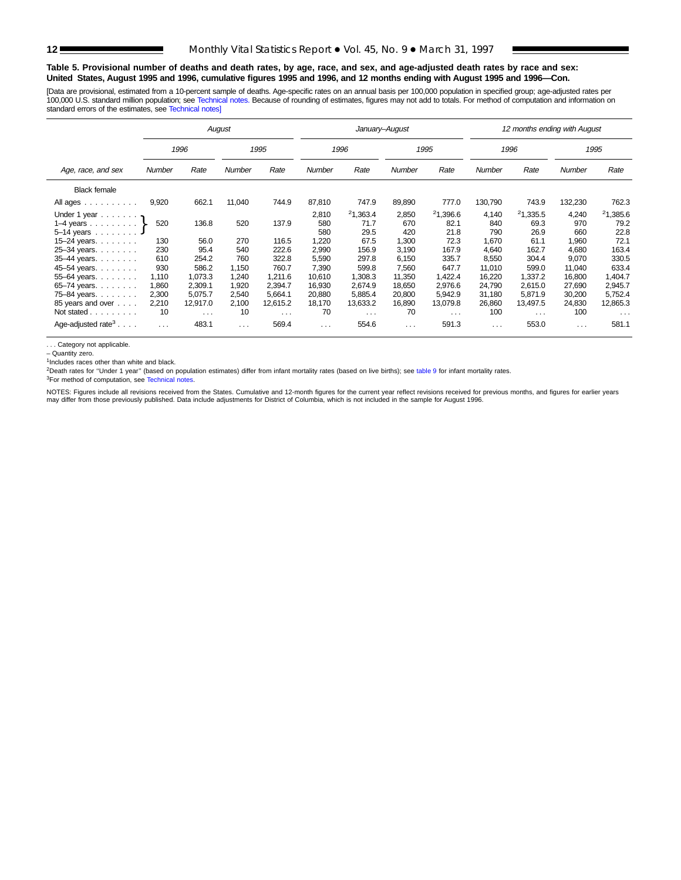**Table 5. Provisional number of deaths and death rates, by age, race, and sex, and age-adjusted death rates by race and sex: United States, August 1995 and 1996, cumulative figures 1995 and 1996, and 12 months ending with August 1995 and 1996—Con.**

[Data are provisional, estimated from a 10-percent sample of deaths. Age-specific rates on an annual basis per 100,000 population in specified group; age-adjusted rates per 100,000 U.S. standard million population; see Technical notes. Because of rounding of estimates, figures may not add to totals. For method of computation and information on standard errors of the estimates, see Technical notes]

| Age, race, and sex | August | | | | January–August | | | | 12 months ending with August | | | |
|---|---|---|---|---|---|---|---|---|---|---|---|---|
| | 1996 | | 1995 | | 1996 | | 1995 | | 1996 | | 1995 | |
| | Number | Rate | Number | Rate | Number | Rate | Number | Rate | Number | Rate | Number | Rate |
| Black female | | | | | | | | | | | | |
| All ages | 9,920 | 662.1 | 11,040 | 744.9 | 87,810 | 747.9 | 89,890 | 777.0 | 130,790 | 743.9 | 132,230 | 762.3 |
| Under 1 year | 520 | 136.8 | 520 | 137.9 | 2,810 | [2]1,363.4 | 2,850 | [2]1,396.6 | 4,140 | [2]1,335.5 | 4,240 | [2]1,385.6 |
| 1–4 years | | | | | 580 | 71.7 | 670 | 82.1 | 840 | 69.3 | 970 | 79.2 |
| 5–14 years | | | | | 580 | 29.5 | 420 | 21.8 | 790 | 26.9 | 660 | 22.8 |
| 15–24 years | 130 | 56.0 | 270 | 116.5 | 1,220 | 67.5 | 1,300 | 72.3 | 1,670 | 61.1 | 1,960 | 72.1 |
| 25–34 years | 230 | 95.4 | 540 | 222.6 | 2,990 | 156.9 | 3,190 | 167.9 | 4,640 | 162.7 | 4,680 | 163.4 |
| 35–44 years | 610 | 254.2 | 760 | 322.8 | 5,590 | 297.8 | 6,150 | 335.7 | 8,550 | 304.4 | 9,070 | 330.5 |
| 45–54 years | 930 | 586.2 | 1,150 | 760.7 | 7,390 | 599.8 | 7,560 | 647.7 | 11,010 | 599.0 | 11,040 | 633.4 |
| 55–64 years | 1,110 | 1,073.3 | 1,240 | 1,211.6 | 10,610 | 1,308.3 | 11,350 | 1,422.4 | 16,220 | 1,337.2 | 16,800 | 1,404.7 |
| 65–74 years | 1,860 | 2,309.1 | 1,920 | 2,394.7 | 16,930 | 2,674.9 | 18,650 | 2,976.6 | 24,790 | 2,615.0 | 27,690 | 2,945.7 |
| 75–84 years | 2,300 | 5,075.7 | 2,540 | 5,664.1 | 20,880 | 5,885.4 | 20,800 | 5,942.9 | 31,180 | 5,871.9 | 30,200 | 5,752.4 |
| 85 years and over | 2,210 | 12,917.0 | 2,100 | 12,615.2 | 18,170 | 13,633.2 | 16,890 | 13,079.8 | 26,860 | 13,497.5 | 24,830 | 12,865.3 |
| Not stated | 10 | . . . | 10 | . . . | 70 | . . . | 70 | . . . | 100 | . . . | 100 | . . . |
| Age-adjusted rate[3] | . . . | 483.1 | . . . | 569.4 | . . . | 554.6 | . . . | 591.3 | . . . | 553.0 | . . . | 581.1 |

Note: For August 1996 and 1995, the figures shown in the "Under 1 year" row are a combined total for Under 1 year, 1–4 years, and 5–14 years (bracketed in the source).

. . . Category not applicable.

– Quantity zero.

[1]Includes races other than white and black.

[2]Death rates for ''Under 1 year'' (based on population estimates) differ from infant mortality rates (based on live births); see table 9 for infant mortality rates.

[3]For method of computation, see Technical notes.

NOTES: Figures include all revisions received from the States. Cumulative and 12-month figures for the current year reflect revisions received for previous months, and figures for earlier years may differ from those previously published. Data include adjustments for District of Columbia, which is not included in the sample for August 1996.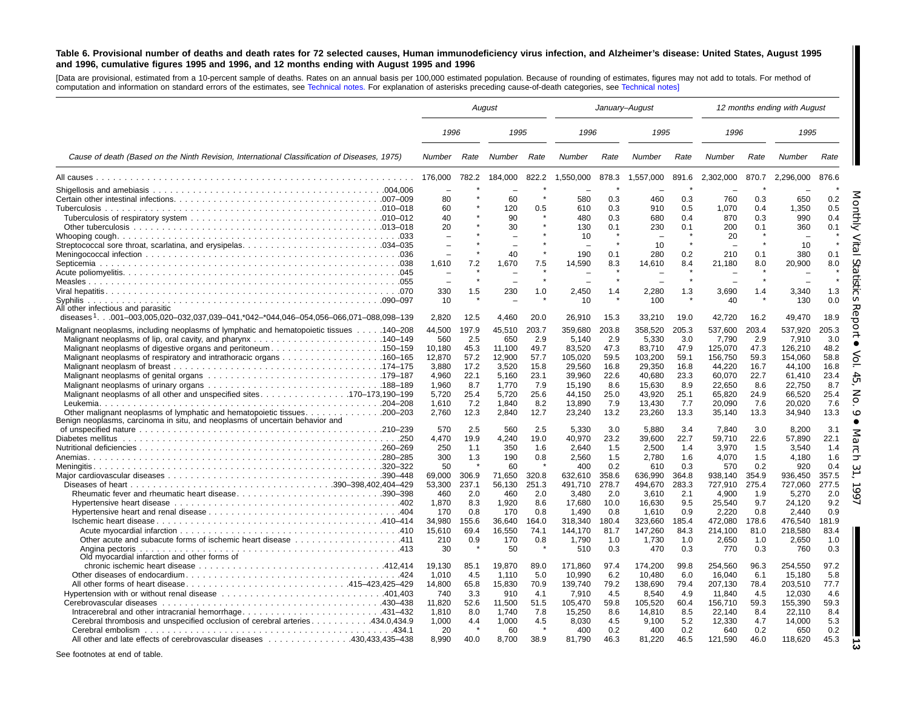**Table 6. Provisional number of deaths and death rates for 72 selected causes, Human immunodeficiency virus infection, and Alzheimer's disease: United States, August 1995 and 1996, cumulative figures 1995 and 1996, and 12 months ending with August 1995 and 1996**

[Data are provisional, estimated from a 10-percent sample of deaths. Rates on an annual basis per 100,000 estimated population. Because of rounding of estimates, figures may not add to totals. For method of computation and information on standard errors of the estimates, see Technical notes. For explanation of asterisks preceding cause-of-death categories, see Technical notes]

| Cause of death (Based on the Ninth Revision, International Classification of Diseases, 1975) | August | | | | January–August | | | | 12 months ending with August | | | |
|---|---|---|---|---|---|---|---|---|---|---|---|---|
| | 1996 | | 1995 | | 1996 | | 1995 | | 1996 | | 1995 | |
| | Number | Rate | Number | Rate | Number | Rate | Number | Rate | Number | Rate | Number | Rate |
| All causes | 176,000 | 782.2 | 184,000 | 822.2 | 1,550,000 | 878.3 | 1,557,000 | 891.6 | 2,302,000 | 870.7 | 2,296,000 | 876.6 |
| Shigellosis and amebiasis .004,006 | – | * | – | * | – | * | – | * | – | * | – | * |
| Certain other intestinal infections .007–009 | 80 | * | 60 | * | 580 | 0.3 | 460 | 0.3 | 760 | 0.3 | 650 | 0.2 |
| Tuberculosis .010–018 | 60 | * | 120 | 0.5 | 610 | 0.3 | 910 | 0.5 | 1,070 | 0.4 | 1,350 | 0.5 |
| Tuberculosis of respiratory system .010–012 | 40 | * | 90 | * | 480 | 0.3 | 680 | 0.4 | 870 | 0.3 | 990 | 0.4 |
| Other tuberculosis .013–018 | 20 | * | 30 | * | 130 | 0.1 | 230 | 0.1 | 200 | 0.1 | 360 | 0.1 |
| Whooping cough .033 | – | * | – | * | 10 | * | – | * | 20 | * | – | * |
| Streptococcal sore throat, scarlatina, and erysipelas .034–035 | – | * | – | * | – | * | 10 | * | – | * | 10 | * |
| Meningococcal infection .036 | – | * | 40 | * | 190 | 0.1 | 280 | 0.2 | 210 | 0.1 | 380 | 0.1 |
| Septicemia .038 | 1,610 | 7.2 | 1,670 | 7.5 | 14,590 | 8.3 | 14,610 | 8.4 | 21,180 | 8.0 | 20,900 | 8.0 |
| Acute poliomyelitis .045 | – | * | – | * | – | * | – | * | – | * | – | * |
| Measles .055 | – | * | – | * | – | * | – | * | – | * | – | * |
| Viral hepatitis .070 | 330 | 1.5 | 230 | 1.0 | 2,450 | 1.4 | 2,280 | 1.3 | 3,690 | 1.4 | 3,340 | 1.3 |
| Syphilis .090–097 | 10 | * | – | * | 10 | * | 100 | * | 40 | * | 130 | 0.0 |
| All other infectious and parasitic diseases[1] .001–003,005,020–032,037,039–041,*042–*044,046–054,056–066,071–088,098–139 | 2,820 | 12.5 | 4,460 | 20.0 | 26,910 | 15.3 | 33,210 | 19.0 | 42,720 | 16.2 | 49,470 | 18.9 |
| Malignant neoplasms, including neoplasms of lymphatic and hematopoietic tissues .140–208 | 44,500 | 197.9 | 45,510 | 203.7 | 359,680 | 203.8 | 358,520 | 205.3 | 537,600 | 203.4 | 537,920 | 205.3 |
| Malignant neoplasms of lip, oral cavity, and pharynx .140–149 | 560 | 2.5 | 650 | 2.9 | 5,140 | 2.9 | 5,330 | 3.0 | 7,790 | 2.9 | 7,910 | 3.0 |
| Malignant neoplasms of digestive organs and peritoneum .150–159 | 10,180 | 45.3 | 11,100 | 49.7 | 83,520 | 47.3 | 83,710 | 47.9 | 125,070 | 47.3 | 126,210 | 48.2 |
| Malignant neoplasms of respiratory and intrathoracic organs .160–165 | 12,870 | 57.2 | 12,900 | 57.7 | 105,020 | 59.5 | 103,200 | 59.1 | 156,750 | 59.3 | 154,060 | 58.8 |
| Malignant neoplasm of breast .174–175 | 3,880 | 17.2 | 3,520 | 15.8 | 29,560 | 16.8 | 29,350 | 16.8 | 44,220 | 16.7 | 44,100 | 16.8 |
| Malignant neoplasms of genital organs .179–187 | 4,960 | 22.1 | 5,160 | 23.1 | 39,960 | 22.6 | 40,680 | 23.3 | 60,070 | 22.7 | 61,410 | 23.4 |
| Malignant neoplasms of urinary organs .188–189 | 1,960 | 8.7 | 1,770 | 7.9 | 15,190 | 8.6 | 15,630 | 8.9 | 22,650 | 8.6 | 22,750 | 8.7 |
| Malignant neoplasms of all other and unspecified sites .170–173,190–199 | 5,720 | 25.4 | 5,720 | 25.6 | 44,150 | 25.0 | 43,920 | 25.1 | 65,820 | 24.9 | 66,520 | 25.4 |
| Leukemia .204–208 | 1,610 | 7.2 | 1,840 | 8.2 | 13,890 | 7.9 | 13,430 | 7.7 | 20,090 | 7.6 | 20,020 | 7.6 |
| Other malignant neoplasms of lymphatic and hematopoietic tissues .200–203 | 2,760 | 12.3 | 2,840 | 12.7 | 23,240 | 13.2 | 23,260 | 13.3 | 35,140 | 13.3 | 34,940 | 13.3 |
| Benign neoplasms, carcinoma in situ, and neoplasms of uncertain behavior and of unspecified nature .210–239 | 570 | 2.5 | 560 | 2.5 | 5,330 | 3.0 | 5,880 | 3.4 | 7,840 | 3.0 | 8,200 | 3.1 |
| Diabetes mellitus .250 | 4,470 | 19.9 | 4,240 | 19.0 | 40,970 | 23.2 | 39,600 | 22.7 | 59,710 | 22.6 | 57,890 | 22.1 |
| Nutritional deficiencies .260–269 | 250 | 1.1 | 350 | 1.6 | 2,640 | 1.5 | 2,500 | 1.4 | 3,970 | 1.5 | 3,540 | 1.4 |
| Anemias .280–285 | 300 | 1.3 | 190 | 0.8 | 2,560 | 1.5 | 2,780 | 1.6 | 4,070 | 1.5 | 4,180 | 1.6 |
| Meningitis .320–322 | 50 | * | 60 | * | 400 | 0.2 | 610 | 0.3 | 570 | 0.2 | 920 | 0.4 |
| Major cardiovascular diseases .390–448 | 69,000 | 306.9 | 71,650 | 320.8 | 632,610 | 358.6 | 636,990 | 364.8 | 938,140 | 354.9 | 936,450 | 357.5 |
| Diseases of heart .390–398,402,404–429 | 53,300 | 237.1 | 56,130 | 251.3 | 491,710 | 278.7 | 494,670 | 283.3 | 727,910 | 275.4 | 727,060 | 277.5 |
| Rheumatic fever and rheumatic heart disease .390–398 | 460 | 2.0 | 460 | 2.0 | 3,480 | 2.0 | 3,610 | 2.1 | 4,900 | 1.9 | 5,270 | 2.0 |
| Hypertensive heart disease .402 | 1,870 | 8.3 | 1,920 | 8.6 | 17,680 | 10.0 | 16,630 | 9.5 | 25,540 | 9.7 | 24,120 | 9.2 |
| Hypertensive heart and renal disease .404 | 170 | 0.8 | 170 | 0.8 | 1,490 | 0.8 | 1,610 | 0.9 | 2,220 | 0.8 | 2,440 | 0.9 |
| Ischemic heart disease .410–414 | 34,980 | 155.6 | 36,640 | 164.0 | 318,340 | 180.4 | 323,660 | 185.4 | 472,080 | 178.6 | 476,540 | 181.9 |
| Acute myocardial infarction .410 | 15,610 | 69.4 | 16,550 | 74.1 | 144,170 | 81.7 | 147,260 | 84.3 | 214,100 | 81.0 | 218,580 | 83.4 |
| Other acute and subacute forms of ischemic heart disease .411 | 210 | 0.9 | 170 | 0.8 | 1,790 | 1.0 | 1,730 | 1.0 | 2,650 | 1.0 | 2,650 | 1.0 |
| Angina pectoris .413 | 30 | * | 50 | * | 510 | 0.3 | 470 | 0.3 | 770 | 0.3 | 760 | 0.3 |
| Old myocardial infarction and other forms of chronic ischemic heart disease .412,414 | 19,130 | 85.1 | 19,870 | 89.0 | 171,860 | 97.4 | 174,200 | 99.8 | 254,560 | 96.3 | 254,550 | 97.2 |
| Other diseases of endocardium .424 | 1,010 | 4.5 | 1,110 | 5.0 | 10,990 | 6.2 | 10,480 | 6.0 | 16,040 | 6.1 | 15,180 | 5.8 |
| All other forms of heart disease .415–423,425–429 | 14,800 | 65.8 | 15,830 | 70.9 | 139,740 | 79.2 | 138,690 | 79.4 | 207,130 | 78.4 | 203,510 | 77.7 |
| Hypertension with or without renal disease .401,403 | 740 | 3.3 | 910 | 4.1 | 7,910 | 4.5 | 8,540 | 4.9 | 11,840 | 4.5 | 12,030 | 4.6 |
| Cerebrovascular diseases .430–438 | 11,820 | 52.6 | 11,500 | 51.5 | 105,470 | 59.8 | 105,520 | 60.4 | 156,710 | 59.3 | 155,390 | 59.3 |
| Intracerebral and other intracranial hemorrhage .431–432 | 1,810 | 8.0 | 1,740 | 7.8 | 15,250 | 8.6 | 14,810 | 8.5 | 22,140 | 8.4 | 22,110 | 8.4 |
| Cerebral thrombosis and unspecified occlusion of cerebral arteries .434.0,434.9 | 1,000 | 4.4 | 1,000 | 4.5 | 8,030 | 4.5 | 9,100 | 5.2 | 12,330 | 4.7 | 14,000 | 5.3 |
| Cerebral embolism .434.1 | 20 | * | 60 | * | 400 | 0.2 | 400 | 0.2 | 640 | 0.2 | 650 | 0.2 |
| All other and late effects of cerebrovascular diseases .430,433,435–438 | 8,990 | 40.0 | 8,700 | 38.9 | 81,790 | 46.3 | 81,220 | 46.5 | 121,590 | 46.0 | 118,620 | 45.3 |

See footnotes at end of table.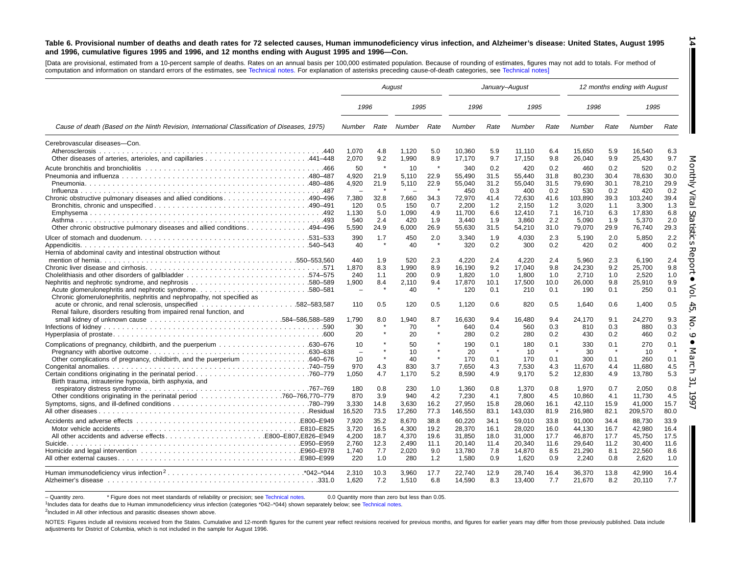**Table 6. Provisional number of deaths and death rates for 72 selected causes, Human immunodeficiency virus infection, and Alzheimer's disease: United States, August 1995 and 1996, cumulative figures 1995 and 1996, and 12 months ending with August 1995 and 1996—Con.**

[Data are provisional, estimated from a 10-percent sample of deaths. Rates on an annual basis per 100,000 estimated population. Because of rounding of estimates, figures may not add to totals. For method of computation and information on standard errors of the estimates, see Technical notes. For explanation of asterisks preceding cause-of-death categories, see Technical notes]

| Cause of death (Based on the Ninth Revision, International Classification of Diseases, 1975) | August | | | | January–August | | | | 12 months ending with August | | | |
|---|---|---|---|---|---|---|---|---|---|---|---|---|
| | 1996 | | 1995 | | 1996 | | 1995 | | 1996 | | 1995 | |
| | Number | Rate | Number | Rate | Number | Rate | Number | Rate | Number | Rate | Number | Rate |
| Cerebrovascular diseases—Con. | | | | | | | | | | | | |
| Atherosclerosis .440 | 1,070 | 4.8 | 1,120 | 5.0 | 10,360 | 5.9 | 11,110 | 6.4 | 15,650 | 5.9 | 16,540 | 6.3 |
| Other diseases of arteries, arterioles, and capillaries .441–448 | 2,070 | 9.2 | 1,990 | 8.9 | 17,170 | 9.7 | 17,150 | 9.8 | 26,040 | 9.9 | 25,430 | 9.7 |
| Acute bronchitis and bronchiolitis .466 | 50 | * | 10 | * | 340 | 0.2 | 420 | 0.2 | 460 | 0.2 | 520 | 0.2 |
| Pneumonia and influenza .480–487 | 4,920 | 21.9 | 5,110 | 22.9 | 55,490 | 31.5 | 55,440 | 31.8 | 80,230 | 30.4 | 78,630 | 30.0 |
| Pneumonia .480–486 | 4,920 | 21.9 | 5,110 | 22.9 | 55,040 | 31.2 | 55,040 | 31.5 | 79,690 | 30.1 | 78,210 | 29.9 |
| Influenza .487 | – | * | – | * | 450 | 0.3 | 400 | 0.2 | 530 | 0.2 | 420 | 0.2 |
| Chronic obstructive pulmonary diseases and allied conditions .490–496 | 7,380 | 32.8 | 7,660 | 34.3 | 72,970 | 41.4 | 72,630 | 41.6 | 103,890 | 39.3 | 103,240 | 39.4 |
| Bronchitis, chronic and unspecified .490–491 | 120 | 0.5 | 150 | 0.7 | 2,200 | 1.2 | 2,150 | 1.2 | 3,020 | 1.1 | 3,300 | 1.3 |
| Emphysema .492 | 1,130 | 5.0 | 1,090 | 4.9 | 11,700 | 6.6 | 12,410 | 7.1 | 16,710 | 6.3 | 17,830 | 6.8 |
| Asthma .493 | 540 | 2.4 | 420 | 1.9 | 3,440 | 1.9 | 3,860 | 2.2 | 5,090 | 1.9 | 5,370 | 2.0 |
| Other chronic obstructive pulmonary diseases and allied conditions .494–496 | 5,590 | 24.9 | 6,000 | 26.9 | 55,630 | 31.5 | 54,210 | 31.0 | 79,070 | 29.9 | 76,740 | 29.3 |
| Ulcer of stomach and duodenum .531–533 | 390 | 1.7 | 450 | 2.0 | 3,340 | 1.9 | 4,030 | 2.3 | 5,190 | 2.0 | 5,850 | 2.2 |
| Appendicitis .540–543 | 40 | * | 40 | * | 320 | 0.2 | 300 | 0.2 | 420 | 0.2 | 400 | 0.2 |
| Hernia of abdominal cavity and intestinal obstruction without mention of hernia .550–553,560 | 440 | 1.9 | 520 | 2.3 | 4,220 | 2.4 | 4,220 | 2.4 | 5,960 | 2.3 | 6,190 | 2.4 |
| Chronic liver disease and cirrhosis .571 | 1,870 | 8.3 | 1,990 | 8.9 | 16,190 | 9.2 | 17,040 | 9.8 | 24,230 | 9.2 | 25,700 | 9.8 |
| Cholelithiasis and other disorders of gallbladder .574–575 | 240 | 1.1 | 200 | 0.9 | 1,820 | 1.0 | 1,800 | 1.0 | 2,710 | 1.0 | 2,520 | 1.0 |
| Nephritis and nephrotic syndrome, and nephrosis .580–589 | 1,900 | 8.4 | 2,110 | 9.4 | 17,870 | 10.1 | 17,500 | 10.0 | 26,000 | 9.8 | 25,910 | 9.9 |
| Acute glomerulonephritis and nephrotic syndrome .580–581 | – | * | 40 | * | 120 | 0.1 | 210 | 0.1 | 190 | 0.1 | 250 | 0.1 |
| Chronic glomerulonephritis, nephritis and nephropathy, not specified as acute or chronic, and renal sclerosis, unspecified .582–583,587 | 110 | 0.5 | 120 | 0.5 | 1,120 | 0.6 | 820 | 0.5 | 1,640 | 0.6 | 1,400 | 0.5 |
| Renal failure, disorders resulting from impaired renal function, and small kidney of unknown cause .584–586,588–589 | 1,790 | 8.0 | 1,940 | 8.7 | 16,630 | 9.4 | 16,480 | 9.4 | 24,170 | 9.1 | 24,270 | 9.3 |
| Infections of kidney .590 | 30 | * | 70 | * | 640 | 0.4 | 560 | 0.3 | 810 | 0.3 | 880 | 0.3 |
| Hyperplasia of prostate .600 | 20 | * | 20 | * | 280 | 0.2 | 280 | 0.2 | 430 | 0.2 | 460 | 0.2 |
| Complications of pregnancy, childbirth, and the puerperium .630–676 | 10 | * | 50 | * | 190 | 0.1 | 180 | 0.1 | 330 | 0.1 | 270 | 0.1 |
| Pregnancy with abortive outcome .630–638 | – | * | 10 | * | 20 | * | 10 | * | 30 | * | 10 | * |
| Other complications of pregnancy, childbirth, and the puerperium .640–676 | 10 | * | 40 | * | 170 | 0.1 | 170 | 0.1 | 300 | 0.1 | 260 | 0.1 |
| Congenital anomalies .740–759 | 970 | 4.3 | 830 | 3.7 | 7,650 | 4.3 | 7,530 | 4.3 | 11,670 | 4.4 | 11,680 | 4.5 |
| Certain conditions originating in the perinatal period .760–779 | 1,050 | 4.7 | 1,170 | 5.2 | 8,590 | 4.9 | 9,170 | 5.2 | 12,830 | 4.9 | 13,780 | 5.3 |
| Birth trauma, intrauterine hypoxia, birth asphyxia, and respiratory distress syndrome .767–769 | 180 | 0.8 | 230 | 1.0 | 1,360 | 0.8 | 1,370 | 0.8 | 1,970 | 0.7 | 2,050 | 0.8 |
| Other conditions originating in the perinatal period .760–766,770–779 | 870 | 3.9 | 940 | 4.2 | 7,230 | 4.1 | 7,800 | 4.5 | 10,860 | 4.1 | 11,730 | 4.5 |
| Symptoms, signs, and ill-defined conditions .780–799 | 3,330 | 14.8 | 3,630 | 16.2 | 27,950 | 15.8 | 28,060 | 16.1 | 42,110 | 15.9 | 41,000 | 15.7 |
| All other diseases .Residual | 16,520 | 73.5 | 17,260 | 77.3 | 146,550 | 83.1 | 143,030 | 81.9 | 216,980 | 82.1 | 209,570 | 80.0 |
| Accidents and adverse effects .E800–E949 | 7,920 | 35.2 | 8,670 | 38.8 | 60,220 | 34.1 | 59,010 | 33.8 | 91,000 | 34.4 | 88,730 | 33.9 |
| Motor vehicle accidents .E810–E825 | 3,720 | 16.5 | 4,300 | 19.2 | 28,370 | 16.1 | 28,020 | 16.0 | 44,130 | 16.7 | 42,980 | 16.4 |
| All other accidents and adverse effects .E800–E807,E826–E949 | 4,200 | 18.7 | 4,370 | 19.6 | 31,850 | 18.0 | 31,000 | 17.7 | 46,870 | 17.7 | 45,750 | 17.5 |
| Suicide .E950–E959 | 2,760 | 12.3 | 2,490 | 11.1 | 20,140 | 11.4 | 20,340 | 11.6 | 29,640 | 11.2 | 30,400 | 11.6 |
| Homicide and legal intervention .E960–E978 | 1,740 | 7.7 | 2,020 | 9.0 | 13,780 | 7.8 | 14,870 | 8.5 | 21,290 | 8.1 | 22,560 | 8.6 |
| All other external causes .E980–E999 | 220 | 1.0 | 280 | 1.2 | 1,580 | 0.9 | 1,620 | 0.9 | 2,240 | 0.8 | 2,620 | 1.0 |
| Human immunodeficiency virus infection[2] .*042–*044 | 2,310 | 10.3 | 3,960 | 17.7 | 22,740 | 12.9 | 28,740 | 16.4 | 36,370 | 13.8 | 42,990 | 16.4 |
| Alzheimer's disease .331.0 | 1,620 | 7.2 | 1,510 | 6.8 | 14,590 | 8.3 | 13,400 | 7.7 | 21,670 | 8.2 | 20,110 | 7.7 |

– Quantity zero. * Figure does not meet standards of reliability or precision; see Technical notes. 0.0 Quantity more than zero but less than 0.05.

[1]Includes data for deaths due to Human immunodeficiency virus infection (categories *042–*044) shown separately below; see Technical notes.

[2]Included in All other infectious and parasitic diseases shown above.

NOTES: Figures include all revisions received from the States. Cumulative and 12-month figures for the current year reflect revisions received for previous months, and figures for earlier years may differ from those previously published. Data include adjustments for District of Columbia, which is not included in the sample for August 1996.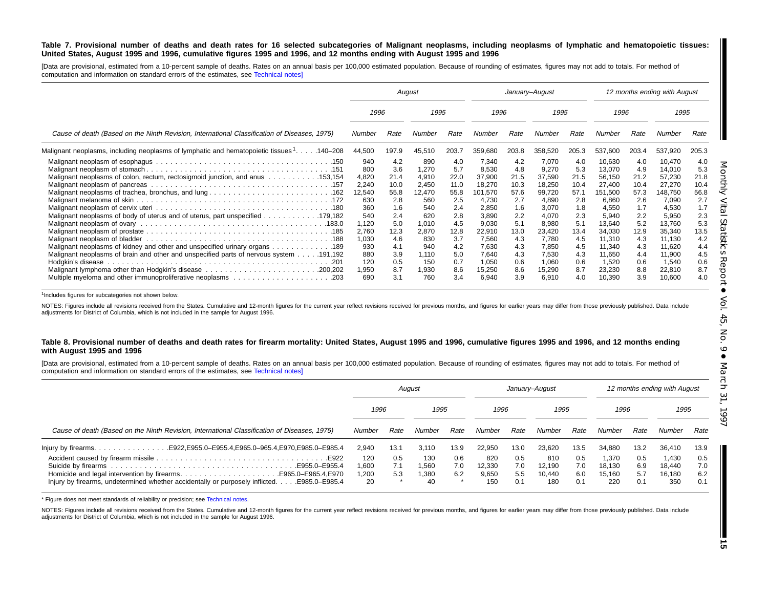**Table 7. Provisional number of deaths and death rates for 16 selected subcategories of Malignant neoplasms, including neoplasms of lymphatic and hematopoietic tissues: United States, August 1995 and 1996, cumulative figures 1995 and 1996, and 12 months ending with August 1995 and 1996**

[Data are provisional, estimated from a 10-percent sample of deaths. Rates on an annual basis per 100,000 estimated population. Because of rounding of estimates, figures may not add to totals. For method of computation and information on standard errors of the estimates, see Technical notes]

| Cause of death (Based on the Ninth Revision, International Classification of Diseases, 1975) | August | | | | January–August | | | | 12 months ending with August | | | |
|---|---|---|---|---|---|---|---|---|---|---|---|---|
| | 1996 | | 1995 | | 1996 | | 1995 | | 1996 | | 1995 | |
| | Number | Rate | Number | Rate | Number | Rate | Number | Rate | Number | Rate | Number | Rate |
| Malignant neoplasms, including neoplasms of lymphatic and hematopoietic tissues[1] . . . . .140–208 | 44,500 | 197.9 | 45,510 | 203.7 | 359,680 | 203.8 | 358,520 | 205.3 | 537,600 | 203.4 | 537,920 | 205.3 |
| Malignant neoplasm of esophagus . . . . .150 | 940 | 4.2 | 890 | 4.0 | 7,340 | 4.2 | 7,070 | 4.0 | 10,630 | 4.0 | 10,470 | 4.0 |
| Malignant neoplasm of stomach . . . . .151 | 800 | 3.6 | 1,270 | 5.7 | 8,530 | 4.8 | 9,270 | 5.3 | 13,070 | 4.9 | 14,010 | 5.3 |
| Malignant neoplasms of colon, rectum, rectosigmoid junction, and anus . . . . .153,154 | 4,820 | 21.4 | 4,910 | 22.0 | 37,900 | 21.5 | 37,590 | 21.5 | 56,150 | 21.2 | 57,230 | 21.8 |
| Malignant neoplasm of pancreas . . . . .157 | 2,240 | 10.0 | 2,450 | 11.0 | 18,270 | 10.3 | 18,250 | 10.4 | 27,400 | 10.4 | 27,270 | 10.4 |
| Malignant neoplasms of trachea, bronchus, and lung . . . . .162 | 12,540 | 55.8 | 12,470 | 55.8 | 101,570 | 57.6 | 99,720 | 57.1 | 151,500 | 57.3 | 148,750 | 56.8 |
| Malignant melanoma of skin . . . . .172 | 630 | 2.8 | 560 | 2.5 | 4,730 | 2.7 | 4,890 | 2.8 | 6,860 | 2.6 | 7,090 | 2.7 |
| Malignant neoplasm of cervix uteri . . . . .180 | 360 | 1.6 | 540 | 2.4 | 2,850 | 1.6 | 3,070 | 1.8 | 4,550 | 1.7 | 4,530 | 1.7 |
| Malignant neoplasms of body of uterus and of uterus, part unspecified . . . . .179,182 | 540 | 2.4 | 620 | 2.8 | 3,890 | 2.2 | 4,070 | 2.3 | 5,940 | 2.2 | 5,950 | 2.3 |
| Malignant neoplasm of ovary . . . . .183.0 | 1,120 | 5.0 | 1,010 | 4.5 | 9,030 | 5.1 | 8,980 | 5.1 | 13,640 | 5.2 | 13,760 | 5.3 |
| Malignant neoplasm of prostate . . . . .185 | 2,760 | 12.3 | 2,870 | 12.8 | 22,910 | 13.0 | 23,420 | 13.4 | 34,030 | 12.9 | 35,340 | 13.5 |
| Malignant neoplasm of bladder . . . . .188 | 1,030 | 4.6 | 830 | 3.7 | 7,560 | 4.3 | 7,780 | 4.5 | 11,310 | 4.3 | 11,130 | 4.2 |
| Malignant neoplasms of kidney and other and unspecified urinary organs . . . . .189 | 930 | 4.1 | 940 | 4.2 | 7,630 | 4.3 | 7,850 | 4.5 | 11,340 | 4.3 | 11,620 | 4.4 |
| Malignant neoplasms of brain and other and unspecified parts of nervous system . . . . .191,192 | 880 | 3.9 | 1,110 | 5.0 | 7,640 | 4.3 | 7,530 | 4.3 | 11,650 | 4.4 | 11,900 | 4.5 |
| Hodgkin's disease . . . . .201 | 120 | 0.5 | 150 | 0.7 | 1,050 | 0.6 | 1,060 | 0.6 | 1,520 | 0.6 | 1,540 | 0.6 |
| Malignant lymphoma other than Hodgkin's disease . . . . .200,202 | 1,950 | 8.7 | 1,930 | 8.6 | 15,250 | 8.6 | 15,290 | 8.7 | 23,230 | 8.8 | 22,810 | 8.7 |
| Multiple myeloma and other immunoproliferative neoplasms . . . . .203 | 690 | 3.1 | 760 | 3.4 | 6,940 | 3.9 | 6,910 | 4.0 | 10,390 | 3.9 | 10,600 | 4.0 |

[1]Includes figures for subcategories not shown below.

NOTES: Figures include all revisions received from the States. Cumulative and 12-month figures for the current year reflect revisions received for previous months, and figures for earlier years may differ from those previously published. Data include adjustments for District of Columbia, which is not included in the sample for August 1996.

**Table 8. Provisional number of deaths and death rates for firearm mortality: United States, August 1995 and 1996, cumulative figures 1995 and 1996, and 12 months ending with August 1995 and 1996**

[Data are provisional, estimated from a 10-percent sample of deaths. Rates on an annual basis per 100,000 estimated population. Because of rounding of estimates, figures may not add to totals. For method of computation and information on standard errors of the estimates, see Technical notes]

| Cause of death (Based on the Ninth Revision, International Classification of Diseases, 1975) | August | | | | January–August | | | | 12 months ending with August | | | |
|---|---|---|---|---|---|---|---|---|---|---|---|---|
| | 1996 | | 1995 | | 1996 | | 1995 | | 1996 | | 1995 | |
| | Number | Rate | Number | Rate | Number | Rate | Number | Rate | Number | Rate | Number | Rate |
| Injury by firearms. . . . . .E922,E955.0–E955.4,E965.0–965.4,E970,E985.0–E985.4 | 2,940 | 13.1 | 3,110 | 13.9 | 22,950 | 13.0 | 23,620 | 13.5 | 34,880 | 13.2 | 36,410 | 13.9 |
| Accident caused by firearm missile . . . . .E922 | 120 | 0.5 | 130 | 0.6 | 820 | 0.5 | 810 | 0.5 | 1,370 | 0.5 | 1,430 | 0.5 |
| Suicide by firearms . . . . .E955.0–E955.4 | 1,600 | 7.1 | 1,560 | 7.0 | 12,330 | 7.0 | 12,190 | 7.0 | 18,130 | 6.9 | 18,440 | 7.0 |
| Homicide and legal intervention by firearms. . . . . .E965.0–E965.4,E970 | 1,200 | 5.3 | 1,380 | 6.2 | 9,650 | 5.5 | 10,440 | 6.0 | 15,160 | 5.7 | 16,180 | 6.2 |
| Injury by firearms, undetermined whether accidentally or purposely inflicted. . . . .E985.0–E985.4 | 20 | * | 40 | * | 150 | 0.1 | 180 | 0.1 | 220 | 0.1 | 350 | 0.1 |

* Figure does not meet standards of reliability or precision; see Technical notes.

NOTES: Figures include all revisions received from the States. Cumulative and 12-month figures for the current year reflect revisions received for previous months, and figures for earlier years may differ from those previously published. Data include adjustments for District of Columbia, which is not included in the sample for August 1996.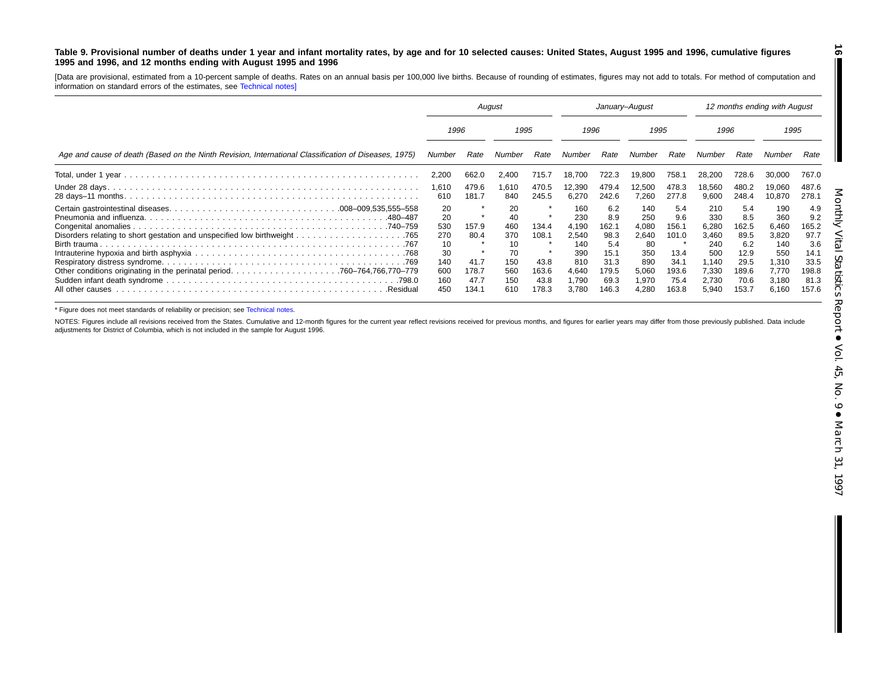**Table 9. Provisional number of deaths under 1 year and infant mortality rates, by age and for 10 selected causes: United States, August 1995 and 1996, cumulative figures 1995 and 1996, and 12 months ending with August 1995 and 1996**

[Data are provisional, estimated from a 10-percent sample of deaths. Rates on an annual basis per 100,000 live births. Because of rounding of estimates, figures may not add to totals. For method of computation and information on standard errors of the estimates, see Technical notes]

| Age and cause of death (Based on the Ninth Revision, International Classification of Diseases, 1975) | August | | | | January–August | | | | 12 months ending with August | | | |
|---|---|---|---|---|---|---|---|---|---|---|---|---|
| | 1996 | | 1995 | | 1996 | | 1995 | | 1996 | | 1995 | |
| | Number | Rate | Number | Rate | Number | Rate | Number | Rate | Number | Rate | Number | Rate |
| Total, under 1 year | 2,200 | 662.0 | 2,400 | 715.7 | 18,700 | 722.3 | 19,800 | 758.1 | 28,200 | 728.6 | 30,000 | 767.0 |
| Under 28 days | 1,610 | 479.6 | 1,610 | 470.5 | 12,390 | 479.4 | 12,500 | 478.3 | 18,560 | 480.2 | 19,060 | 487.6 |
| 28 days–11 months | 610 | 181.7 | 840 | 245.5 | 6,270 | 242.6 | 7,260 | 277.8 | 9,600 | 248.4 | 10,870 | 278.1 |
| Certain gastrointestinal diseases .008–009,535,555–558 | 20 | * | 20 | * | 160 | 6.2 | 140 | 5.4 | 210 | 5.4 | 190 | 4.9 |
| Pneumonia and influenza .480–487 | 20 | * | 40 | * | 230 | 8.9 | 250 | 9.6 | 330 | 8.5 | 360 | 9.2 |
| Congenital anomalies .740–759 | 530 | 157.9 | 460 | 134.4 | 4,190 | 162.1 | 4,080 | 156.1 | 6,280 | 162.5 | 6,460 | 165.2 |
| Disorders relating to short gestation and unspecified low birthweight .765 | 270 | 80.4 | 370 | 108.1 | 2,540 | 98.3 | 2,640 | 101.0 | 3,460 | 89.5 | 3,820 | 97.7 |
| Birth trauma .767 | 10 | * | 10 | * | 140 | 5.4 | 80 | * | 240 | 6.2 | 140 | 3.6 |
| Intrauterine hypoxia and birth asphyxia .768 | 30 | * | 70 | * | 390 | 15.1 | 350 | 13.4 | 500 | 12.9 | 550 | 14.1 |
| Respiratory distress syndrome .769 | 140 | 41.7 | 150 | 43.8 | 810 | 31.3 | 890 | 34.1 | 1,140 | 29.5 | 1,310 | 33.5 |
| Other conditions originating in the perinatal period .760–764,766,770–779 | 600 | 178.7 | 560 | 163.6 | 4,640 | 179.5 | 5,060 | 193.6 | 7,330 | 189.6 | 7,770 | 198.8 |
| Sudden infant death syndrome .798.0 | 160 | 47.7 | 150 | 43.8 | 1,790 | 69.3 | 1,970 | 75.4 | 2,730 | 70.6 | 3,180 | 81.3 |
| All other causes .Residual | 450 | 134.1 | 610 | 178.3 | 3,780 | 146.3 | 4,280 | 163.8 | 5,940 | 153.7 | 6,160 | 157.6 |

* Figure does not meet standards of reliability or precision; see Technical notes.

NOTES: Figures include all revisions received from the States. Cumulative and 12-month figures for the current year reflect revisions received for previous months, and figures for earlier years may differ from those previously published. Data include adjustments for District of Columbia, which is not included in the sample for August 1996.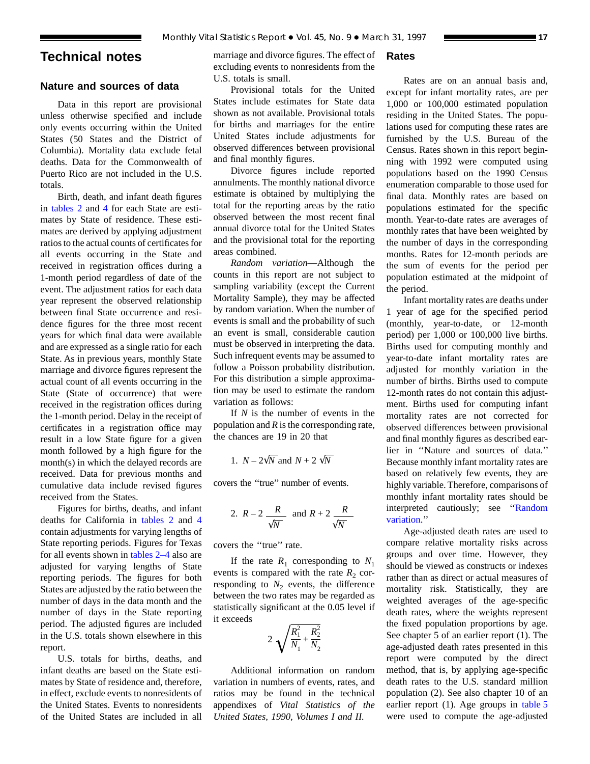# Technical notes

## Nature and sources of data

Data in this report are provisional unless otherwise specified and include only events occurring within the United States (50 States and the District of Columbia). Mortality data exclude fetal deaths. Data for the Commonwealth of Puerto Rico are not included in the U.S. totals.

Birth, death, and infant death figures in tables 2 and 4 for each State are estimates by State of residence. These estimates are derived by applying adjustment ratios to the actual counts of certificates for all events occurring in the State and received in registration offices during a 1-month period regardless of date of the event. The adjustment ratios for each data year represent the observed relationship between final State occurrence and residence figures for the three most recent years for which final data were available and are expressed as a single ratio for each State. As in previous years, monthly State marriage and divorce figures represent the actual count of all events occurring in the State (State of occurrence) that were received in the registration offices during the 1-month period. Delay in the receipt of certificates in a registration office may result in a low State figure for a given month followed by a high figure for the month(s) in which the delayed records are received. Data for previous months and cumulative data include revised figures received from the States.

Figures for births, deaths, and infant deaths for California in tables 2 and 4 contain adjustments for varying lengths of State reporting periods. Figures for Texas for all events shown in tables 2–4 also are adjusted for varying lengths of State reporting periods. The figures for both States are adjusted by the ratio between the number of days in the data month and the number of days in the State reporting period. The adjusted figures are included in the U.S. totals shown elsewhere in this report.

U.S. totals for births, deaths, and infant deaths are based on the State estimates by State of residence and, therefore, in effect, exclude events to nonresidents of the United States. Events to nonresidents of the United States are included in all marriage and divorce figures. The effect of excluding events to nonresidents from the U.S. totals is small.

Provisional totals for the United States include estimates for State data shown as not available. Provisional totals for births and marriages for the entire United States include adjustments for observed differences between provisional and final monthly figures.

Divorce figures include reported annulments. The monthly national divorce estimate is obtained by multiplying the total for the reporting areas by the ratio observed between the most recent final annual divorce total for the United States and the provisional total for the reporting areas combined.

*Random variation*—Although the counts in this report are not subject to sampling variability (except the Current Mortality Sample), they may be affected by random variation. When the number of events is small and the probability of such an event is small, considerable caution must be observed in interpreting the data. Such infrequent events may be assumed to follow a Poisson probability distribution. For this distribution a simple approximation may be used to estimate the random variation as follows:

If $N$ is the number of events in the population and $R$ is the corresponding rate, the chances are 19 in 20 that

1. $N - 2\sqrt{N}$ and $N + 2\sqrt{N}$

covers the ''true'' number of events.

2. $R - 2\dfrac{R}{\sqrt{N}}$ and $R + 2\dfrac{R}{\sqrt{N}}$

covers the ''true'' rate.

If the rate $R_1$ corresponding to $N_1$ events is compared with the rate $R_2$ corresponding to $N_2$ events, the difference between the two rates may be regarded as statistically significant at the 0.05 level if it exceeds

$$2\sqrt{\frac{R_1^2}{N_1} + \frac{R_2^2}{N_2}}$$

Additional information on random variation in numbers of events, rates, and ratios may be found in the technical appendixes of *Vital Statistics of the United States, 1990, Volumes I and II.*

## Rates

Rates are on an annual basis and, except for infant mortality rates, are per 1,000 or 100,000 estimated population residing in the United States. The populations used for computing these rates are furnished by the U.S. Bureau of the Census. Rates shown in this report beginning with 1992 were computed using populations based on the 1990 Census enumeration comparable to those used for final data. Monthly rates are based on populations estimated for the specific month. Year-to-date rates are averages of monthly rates that have been weighted by the number of days in the corresponding months. Rates for 12-month periods are the sum of events for the period per population estimated at the midpoint of the period.

Infant mortality rates are deaths under 1 year of age for the specified period (monthly, year-to-date, or 12-month period) per 1,000 or 100,000 live births. Births used for computing monthly and year-to-date infant mortality rates are adjusted for monthly variation in the number of births. Births used to compute 12-month rates do not contain this adjustment. Births used for computing infant mortality rates are not corrected for observed differences between provisional and final monthly figures as described earlier in ''Nature and sources of data.'' Because monthly infant mortality rates are based on relatively few events, they are highly variable. Therefore, comparisons of monthly infant mortality rates should be interpreted cautiously; see ''Random variation.''

Age-adjusted death rates are used to compare relative mortality risks across groups and over time. However, they should be viewed as constructs or indexes rather than as direct or actual measures of mortality risk. Statistically, they are weighted averages of the age-specific death rates, where the weights represent the fixed population proportions by age. See chapter 5 of an earlier report (1). The age-adjusted death rates presented in this report were computed by the direct method, that is, by applying age-specific death rates to the U.S. standard million population (2). See also chapter 10 of an earlier report (1). Age groups in table 5 were used to compute the age-adjusted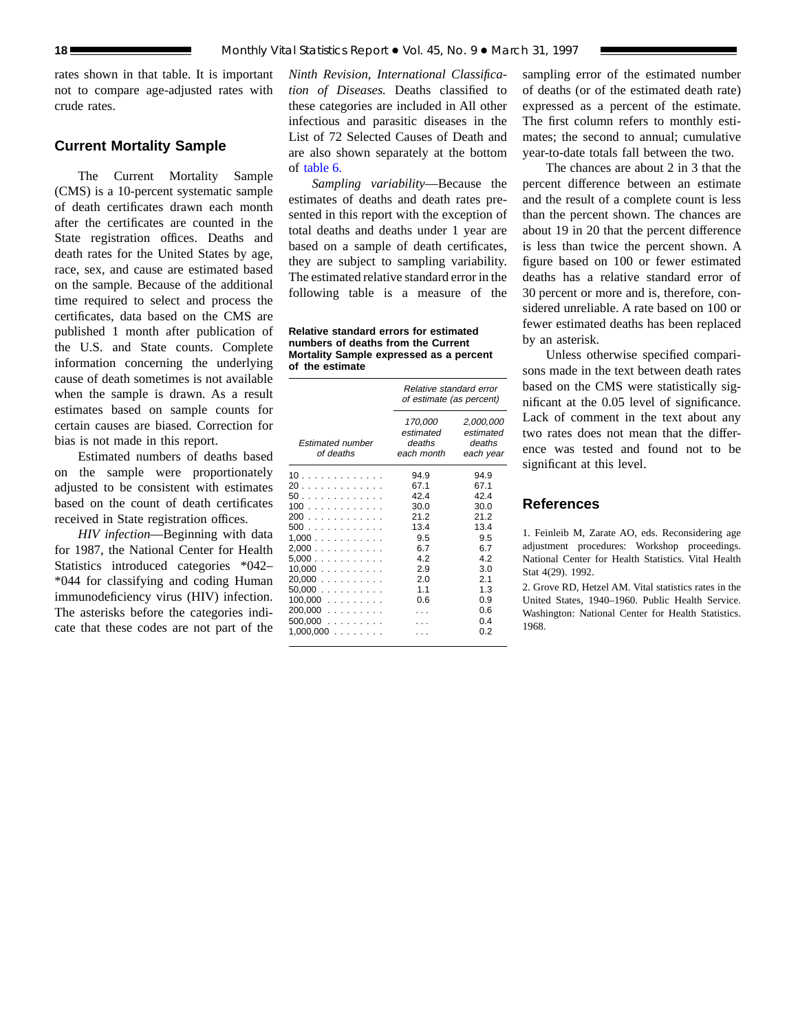rates shown in that table. It is important not to compare age-adjusted rates with crude rates.

## Current Mortality Sample

The Current Mortality Sample (CMS) is a 10-percent systematic sample of death certificates drawn each month after the certificates are counted in the State registration offices. Deaths and death rates for the United States by age, race, sex, and cause are estimated based on the sample. Because of the additional time required to select and process the certificates, data based on the CMS are published 1 month after publication of the U.S. and State counts. Complete information concerning the underlying cause of death sometimes is not available when the sample is drawn. As a result estimates based on sample counts for certain causes are biased. Correction for bias is not made in this report.

Estimated numbers of deaths based on the sample were proportionately adjusted to be consistent with estimates based on the count of death certificates received in State registration offices.

*HIV infection*—Beginning with data for 1987, the National Center for Health Statistics introduced categories *042–*044 for classifying and coding Human immunodeficiency virus (HIV) infection. The asterisks before the categories indicate that these codes are not part of the *Ninth Revision, International Classification of Diseases.* Deaths classified to these categories are included in All other infectious and parasitic diseases in the List of 72 Selected Causes of Death and are also shown separately at the bottom of table 6.

*Sampling variability*—Because the estimates of deaths and death rates presented in this report with the exception of total deaths and deaths under 1 year are based on a sample of death certificates, they are subject to sampling variability. The estimated relative standard error in the following table is a measure of the sampling error of the estimated number of deaths (or of the estimated death rate) expressed as a percent of the estimate. The first column refers to monthly estimates; the second to annual; cumulative year-to-date totals fall between the two.

**Relative standard errors for estimated numbers of deaths from the Current Mortality Sample expressed as a percent of the estimate**

| Estimated number of deaths | Relative standard error of estimate (as percent) | |
|---|---|---|
| | 170,000 estimated deaths each month | 2,000,000 estimated deaths each year |
| 10 | 94.9 | 94.9 |
| 20 | 67.1 | 67.1 |
| 50 | 42.4 | 42.4 |
| 100 | 30.0 | 30.0 |
| 200 | 21.2 | 21.2 |
| 500 | 13.4 | 13.4 |
| 1,000 | 9.5 | 9.5 |
| 2,000 | 6.7 | 6.7 |
| 5,000 | 4.2 | 4.2 |
| 10,000 | 2.9 | 3.0 |
| 20,000 | 2.0 | 2.1 |
| 50,000 | 1.1 | 1.3 |
| 100,000 | 0.6 | 0.9 |
| 200,000 | . . . | 0.6 |
| 500,000 | . . . | 0.4 |
| 1,000,000 | . . . | 0.2 |

The chances are about 2 in 3 that the percent difference between an estimate and the result of a complete count is less than the percent shown. The chances are about 19 in 20 that the percent difference is less than twice the percent shown. A figure based on 100 or fewer estimated deaths has a relative standard error of 30 percent or more and is, therefore, considered unreliable. A rate based on 100 or fewer estimated deaths has been replaced by an asterisk.

Unless otherwise specified comparisons made in the text between death rates based on the CMS were statistically significant at the 0.05 level of significance. Lack of comment in the text about any two rates does not mean that the difference was tested and found not to be significant at this level.

## References

1. Feinleib M, Zarate AO, eds. Reconsidering age adjustment procedures: Workshop proceedings. National Center for Health Statistics. Vital Health Stat 4(29). 1992.

2. Grove RD, Hetzel AM. Vital statistics rates in the United States, 1940–1960. Public Health Service. Washington: National Center for Health Statistics. 1968.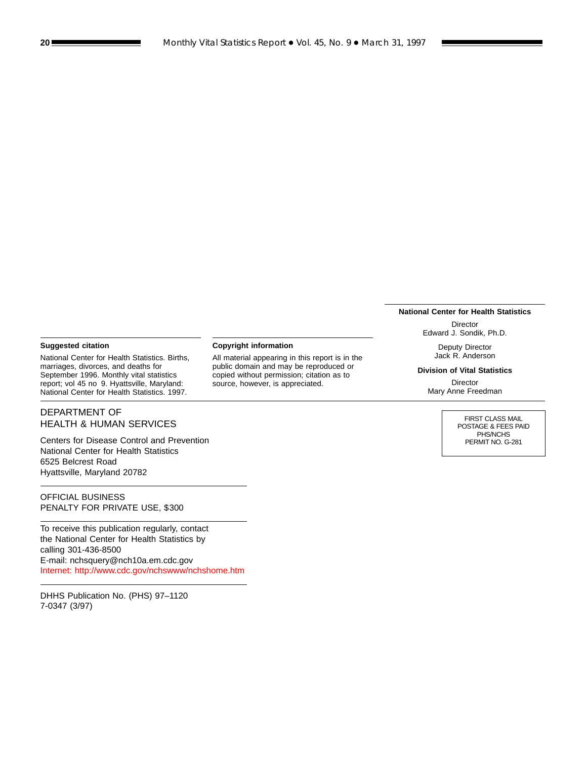**National Center for Health Statistics**

Director
Edward J. Sondik, Ph.D.

Deputy Director
Jack R. Anderson

**Division of Vital Statistics**

Director
Mary Anne Freedman

**Suggested citation**

National Center for Health Statistics. Births, marriages, divorces, and deaths for September 1996. Monthly vital statistics report; vol 45 no 9. Hyattsville, Maryland: National Center for Health Statistics. 1997.

**Copyright information**

All material appearing in this report is in the public domain and may be reproduced or copied without permission; citation as to source, however, is appreciated.

DEPARTMENT OF
HEALTH & HUMAN SERVICES

Centers for Disease Control and Prevention
National Center for Health Statistics
6525 Belcrest Road
Hyattsville, Maryland 20782

OFFICIAL BUSINESS
PENALTY FOR PRIVATE USE, $300

To receive this publication regularly, contact the National Center for Health Statistics by calling 301-436-8500
E-mail: nchsquery@nch10a.em.cdc.gov
Internet: http://www.cdc.gov/nchswww/nchshome.htm

DHHS Publication No. (PHS) 97–1120
7-0347 (3/97)

FIRST CLASS MAIL
POSTAGE & FEES PAID
PHS/NCHS
PERMIT NO. G-281